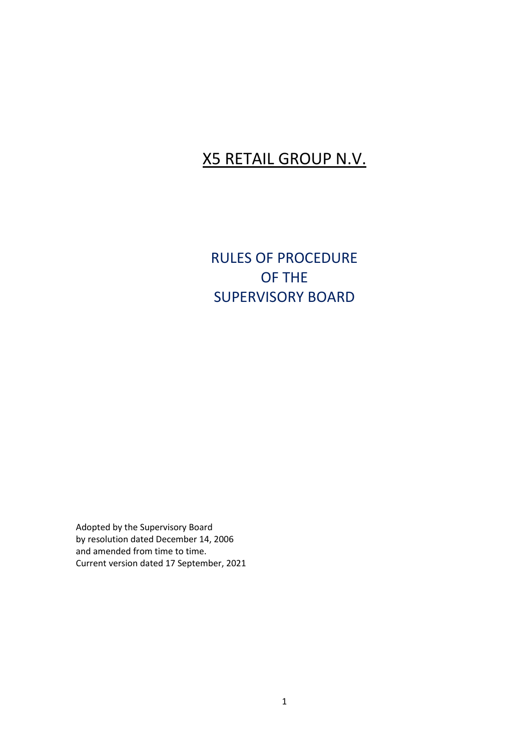# X5 RETAIL GROUP N.V.

## RULES OF PROCEDURE OF THE SUPERVISORY BOARD

Adopted by the Supervisory Board
by resolution dated December 14, 2006
and amended from time to time.
Current version dated 17 September, 2021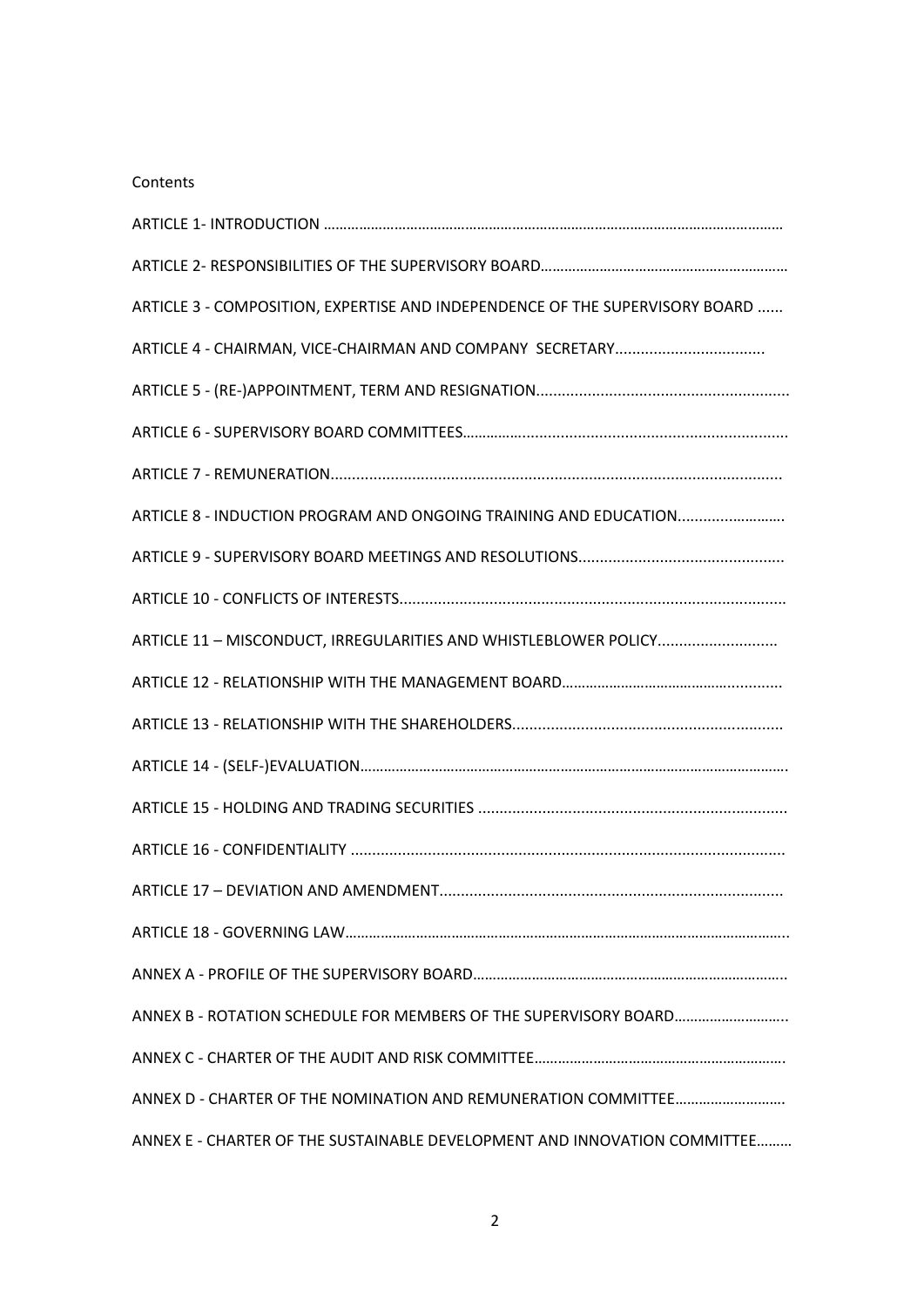Contents

ARTICLE 1- INTRODUCTION ………………………………………………………………………………………………………

ARTICLE 2- RESPONSIBILITIES OF THE SUPERVISORY BOARD………………………………………………………

ARTICLE 3 - COMPOSITION, EXPERTISE AND INDEPENDENCE OF THE SUPERVISORY BOARD ......

ARTICLE 4 - CHAIRMAN, VICE-CHAIRMAN AND COMPANY SECRETARY...................................

ARTICLE 5 - (RE-)APPOINTMENT, TERM AND RESIGNATION..........................................................

ARTICLE 6 - SUPERVISORY BOARD COMMITTEES…………..........................................................

ARTICLE 7 - REMUNERATION........................................................................................................

ARTICLE 8 - INDUCTION PROGRAM AND ONGOING TRAINING AND EDUCATION........................

ARTICLE 9 - SUPERVISORY BOARD MEETINGS AND RESOLUTIONS................................................

ARTICLE 10 - CONFLICTS OF INTERESTS.........................................................................................

ARTICLE 11 – MISCONDUCT, IRREGULARITIES AND WHISTLEBLOWER POLICY............................

ARTICLE 12 - RELATIONSHIP WITH THE MANAGEMENT BOARD………………………………………..........

ARTICLE 13 - RELATIONSHIP WITH THE SHAREHOLDERS...............................................................

ARTICLE 14 - (SELF-)EVALUATION…………………………………………………………………………………………….

ARTICLE 15 - HOLDING AND TRADING SECURITIES .......................................................................

ARTICLE 16 - CONFIDENTIALITY .....................................................................................................

ARTICLE 17 – DEVIATION AND AMENDMENT................................................................................

ARTICLE 18 - GOVERNING LAW……………………………………………………………………………………………….

ANNEX A - PROFILE OF THE SUPERVISORY BOARD……………………………………………………………………..

ANNEX B - ROTATION SCHEDULE FOR MEMBERS OF THE SUPERVISORY BOARD………………………..

ANNEX C - CHARTER OF THE AUDIT AND RISK COMMITTEE……………………………………………………….

ANNEX D - CHARTER OF THE NOMINATION AND REMUNERATION COMMITTEE……………………….

ANNEX E - CHARTER OF THE SUSTAINABLE DEVELOPMENT AND INNOVATION COMMITTEE………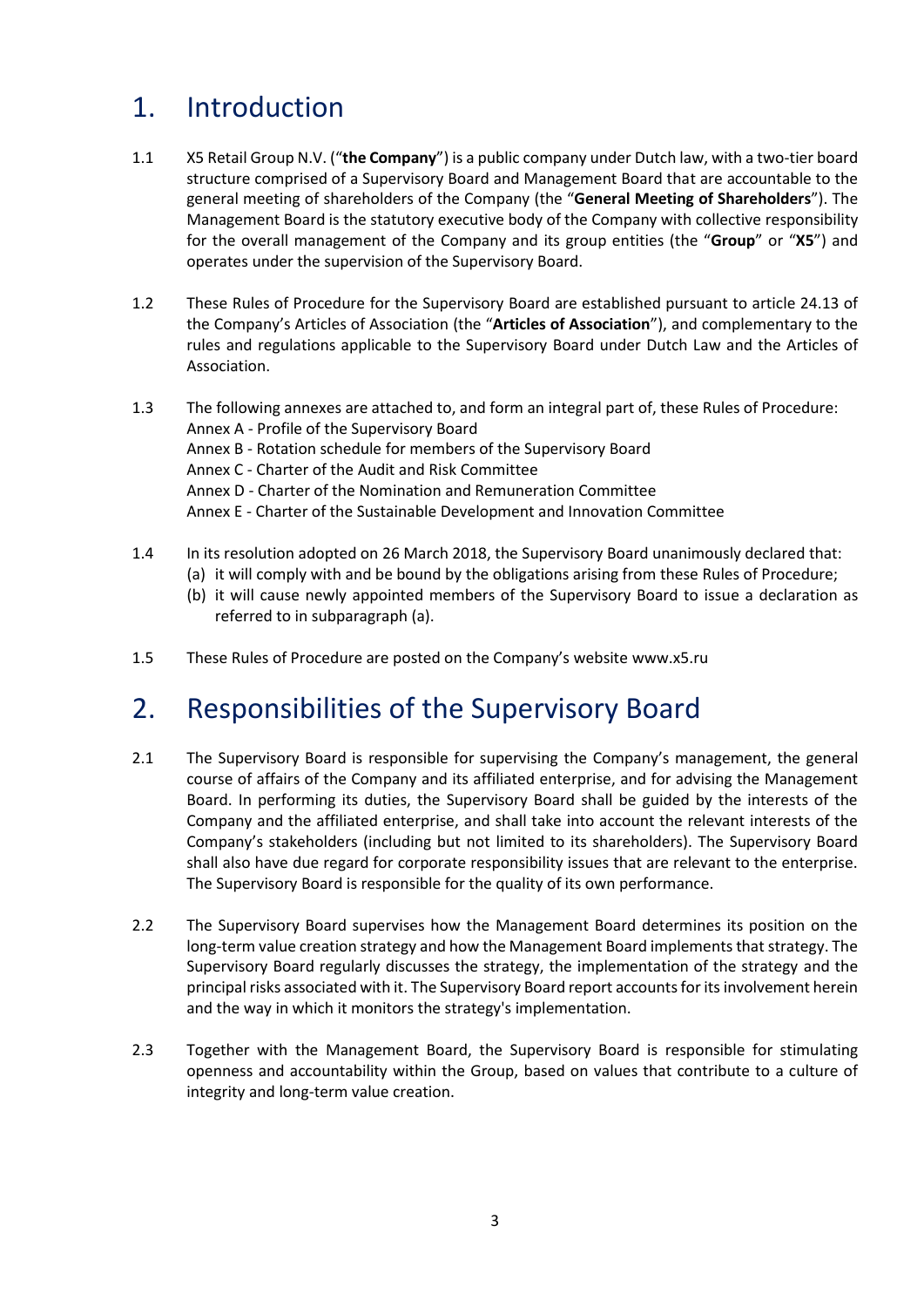# 1. Introduction

1.1 X5 Retail Group N.V. ("**the Company**") is a public company under Dutch law, with a two-tier board structure comprised of a Supervisory Board and Management Board that are accountable to the general meeting of shareholders of the Company (the "**General Meeting of Shareholders**"). The Management Board is the statutory executive body of the Company with collective responsibility for the overall management of the Company and its group entities (the "**Group**" or "**X5**") and operates under the supervision of the Supervisory Board.

1.2 These Rules of Procedure for the Supervisory Board are established pursuant to article 24.13 of the Company's Articles of Association (the "**Articles of Association**"), and complementary to the rules and regulations applicable to the Supervisory Board under Dutch Law and the Articles of Association.

1.3 The following annexes are attached to, and form an integral part of, these Rules of Procedure:
Annex A - Profile of the Supervisory Board
Annex B - Rotation schedule for members of the Supervisory Board
Annex C - Charter of the Audit and Risk Committee
Annex D - Charter of the Nomination and Remuneration Committee
Annex E - Charter of the Sustainable Development and Innovation Committee

1.4 In its resolution adopted on 26 March 2018, the Supervisory Board unanimously declared that:
(a) it will comply with and be bound by the obligations arising from these Rules of Procedure;
(b) it will cause newly appointed members of the Supervisory Board to issue a declaration as referred to in subparagraph (a).

1.5 These Rules of Procedure are posted on the Company's website www.x5.ru

# 2. Responsibilities of the Supervisory Board

2.1 The Supervisory Board is responsible for supervising the Company's management, the general course of affairs of the Company and its affiliated enterprise, and for advising the Management Board. In performing its duties, the Supervisory Board shall be guided by the interests of the Company and the affiliated enterprise, and shall take into account the relevant interests of the Company's stakeholders (including but not limited to its shareholders). The Supervisory Board shall also have due regard for corporate responsibility issues that are relevant to the enterprise. The Supervisory Board is responsible for the quality of its own performance.

2.2 The Supervisory Board supervises how the Management Board determines its position on the long-term value creation strategy and how the Management Board implements that strategy. The Supervisory Board regularly discusses the strategy, the implementation of the strategy and the principal risks associated with it. The Supervisory Board report accounts for its involvement herein and the way in which it monitors the strategy's implementation.

2.3 Together with the Management Board, the Supervisory Board is responsible for stimulating openness and accountability within the Group, based on values that contribute to a culture of integrity and long-term value creation.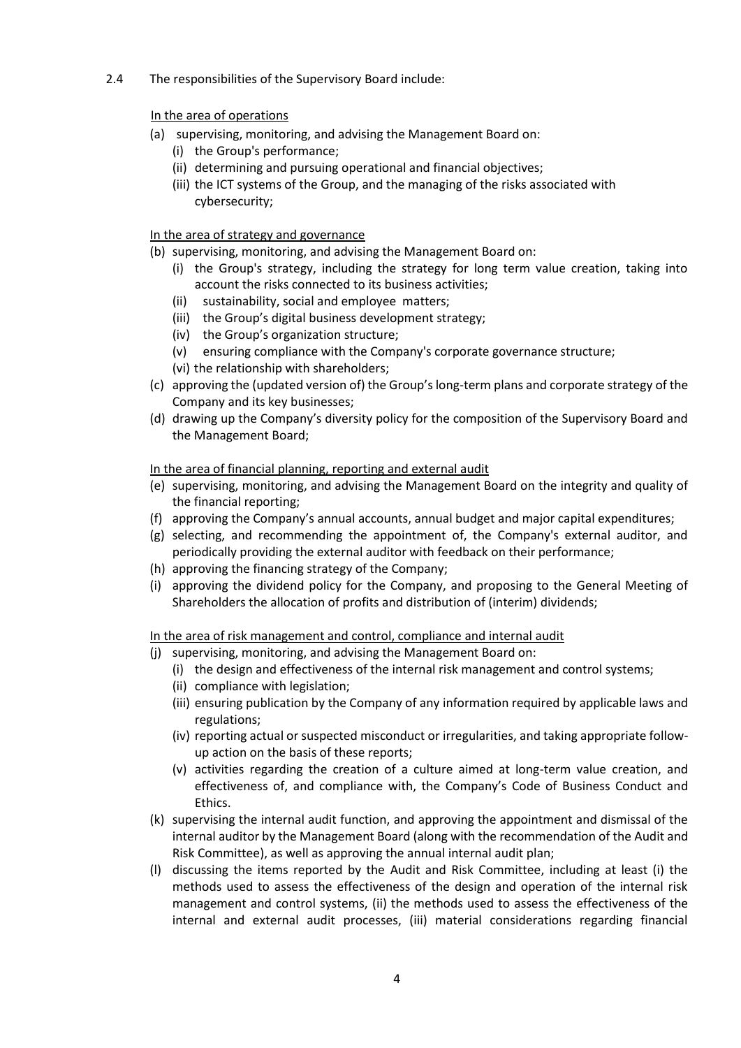2.4 The responsibilities of the Supervisory Board include:

In the area of operations

(a) supervising, monitoring, and advising the Management Board on:
   (i) the Group's performance;
   (ii) determining and pursuing operational and financial objectives;
   (iii) the ICT systems of the Group, and the managing of the risks associated with cybersecurity;

In the area of strategy and governance

(b) supervising, monitoring, and advising the Management Board on:
   (i) the Group's strategy, including the strategy for long term value creation, taking into account the risks connected to its business activities;
   (ii) sustainability, social and employee matters;
   (iii) the Group's digital business development strategy;
   (iv) the Group's organization structure;
   (v) ensuring compliance with the Company's corporate governance structure;
   (vi) the relationship with shareholders;
(c) approving the (updated version of) the Group's long-term plans and corporate strategy of the Company and its key businesses;
(d) drawing up the Company's diversity policy for the composition of the Supervisory Board and the Management Board;

In the area of financial planning, reporting and external audit

(e) supervising, monitoring, and advising the Management Board on the integrity and quality of the financial reporting;
(f) approving the Company's annual accounts, annual budget and major capital expenditures;
(g) selecting, and recommending the appointment of, the Company's external auditor, and periodically providing the external auditor with feedback on their performance;
(h) approving the financing strategy of the Company;
(i) approving the dividend policy for the Company, and proposing to the General Meeting of Shareholders the allocation of profits and distribution of (interim) dividends;

In the area of risk management and control, compliance and internal audit

(j) supervising, monitoring, and advising the Management Board on:
   (i) the design and effectiveness of the internal risk management and control systems;
   (ii) compliance with legislation;
   (iii) ensuring publication by the Company of any information required by applicable laws and regulations;
   (iv) reporting actual or suspected misconduct or irregularities, and taking appropriate follow-up action on the basis of these reports;
   (v) activities regarding the creation of a culture aimed at long-term value creation, and effectiveness of, and compliance with, the Company's Code of Business Conduct and Ethics.
(k) supervising the internal audit function, and approving the appointment and dismissal of the internal auditor by the Management Board (along with the recommendation of the Audit and Risk Committee), as well as approving the annual internal audit plan;
(l) discussing the items reported by the Audit and Risk Committee, including at least (i) the methods used to assess the effectiveness of the design and operation of the internal risk management and control systems, (ii) the methods used to assess the effectiveness of the internal and external audit processes, (iii) material considerations regarding financial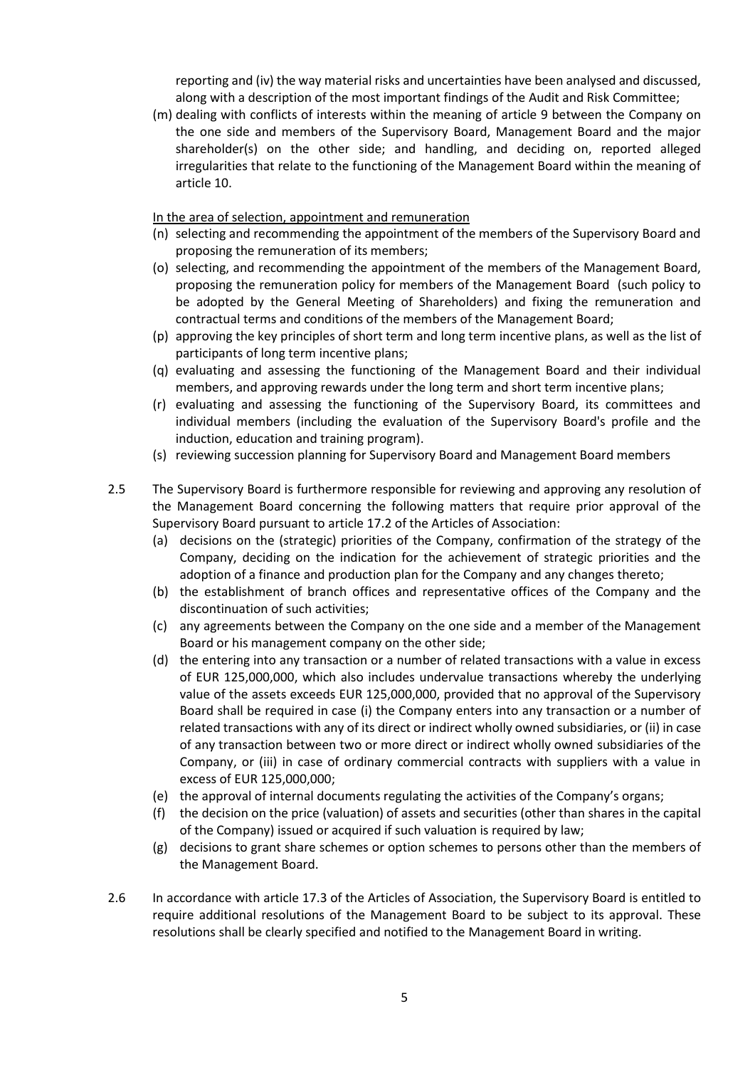reporting and (iv) the way material risks and uncertainties have been analysed and discussed, along with a description of the most important findings of the Audit and Risk Committee;

(m) dealing with conflicts of interests within the meaning of article 9 between the Company on the one side and members of the Supervisory Board, Management Board and the major shareholder(s) on the other side; and handling, and deciding on, reported alleged irregularities that relate to the functioning of the Management Board within the meaning of article 10.

In the area of selection, appointment and remuneration

(n) selecting and recommending the appointment of the members of the Supervisory Board and proposing the remuneration of its members;

(o) selecting, and recommending the appointment of the members of the Management Board, proposing the remuneration policy for members of the Management Board (such policy to be adopted by the General Meeting of Shareholders) and fixing the remuneration and contractual terms and conditions of the members of the Management Board;

(p) approving the key principles of short term and long term incentive plans, as well as the list of participants of long term incentive plans;

(q) evaluating and assessing the functioning of the Management Board and their individual members, and approving rewards under the long term and short term incentive plans;

(r) evaluating and assessing the functioning of the Supervisory Board, its committees and individual members (including the evaluation of the Supervisory Board's profile and the induction, education and training program).

(s) reviewing succession planning for Supervisory Board and Management Board members

2.5 The Supervisory Board is furthermore responsible for reviewing and approving any resolution of the Management Board concerning the following matters that require prior approval of the Supervisory Board pursuant to article 17.2 of the Articles of Association:

(a) decisions on the (strategic) priorities of the Company, confirmation of the strategy of the Company, deciding on the indication for the achievement of strategic priorities and the adoption of a finance and production plan for the Company and any changes thereto;

(b) the establishment of branch offices and representative offices of the Company and the discontinuation of such activities;

(c) any agreements between the Company on the one side and a member of the Management Board or his management company on the other side;

(d) the entering into any transaction or a number of related transactions with a value in excess of EUR 125,000,000, which also includes undervalue transactions whereby the underlying value of the assets exceeds EUR 125,000,000, provided that no approval of the Supervisory Board shall be required in case (i) the Company enters into any transaction or a number of related transactions with any of its direct or indirect wholly owned subsidiaries, or (ii) in case of any transaction between two or more direct or indirect wholly owned subsidiaries of the Company, or (iii) in case of ordinary commercial contracts with suppliers with a value in excess of EUR 125,000,000;

(e) the approval of internal documents regulating the activities of the Company's organs;

(f) the decision on the price (valuation) of assets and securities (other than shares in the capital of the Company) issued or acquired if such valuation is required by law;

(g) decisions to grant share schemes or option schemes to persons other than the members of the Management Board.

2.6 In accordance with article 17.3 of the Articles of Association, the Supervisory Board is entitled to require additional resolutions of the Management Board to be subject to its approval. These resolutions shall be clearly specified and notified to the Management Board in writing.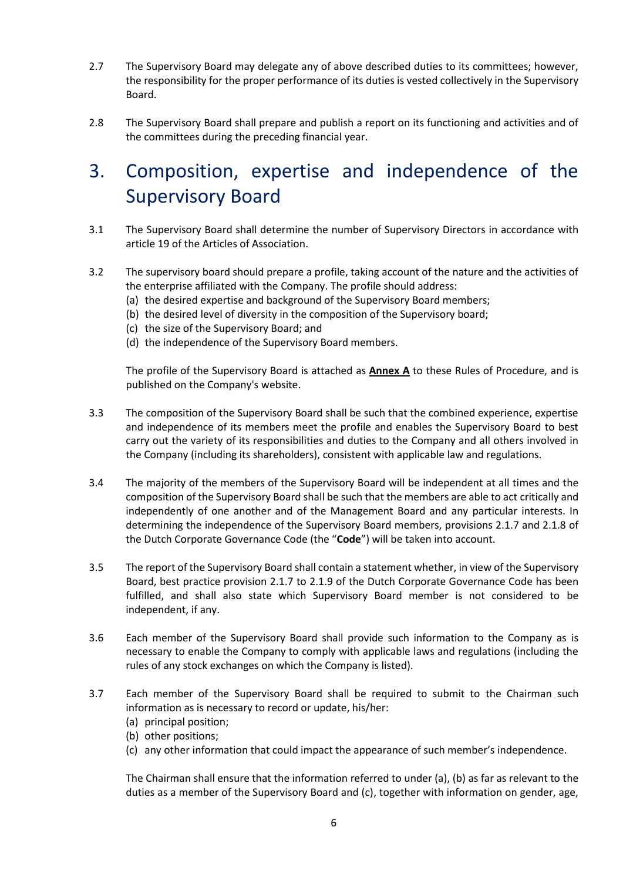2.7 The Supervisory Board may delegate any of above described duties to its committees; however, the responsibility for the proper performance of its duties is vested collectively in the Supervisory Board.

2.8 The Supervisory Board shall prepare and publish a report on its functioning and activities and of the committees during the preceding financial year.

# 3. Composition, expertise and independence of the Supervisory Board

3.1 The Supervisory Board shall determine the number of Supervisory Directors in accordance with article 19 of the Articles of Association.

3.2 The supervisory board should prepare a profile, taking account of the nature and the activities of the enterprise affiliated with the Company. The profile should address:

(a) the desired expertise and background of the Supervisory Board members;
(b) the desired level of diversity in the composition of the Supervisory board;
(c) the size of the Supervisory Board; and
(d) the independence of the Supervisory Board members.

The profile of the Supervisory Board is attached as **Annex A** to these Rules of Procedure, and is published on the Company's website.

3.3 The composition of the Supervisory Board shall be such that the combined experience, expertise and independence of its members meet the profile and enables the Supervisory Board to best carry out the variety of its responsibilities and duties to the Company and all others involved in the Company (including its shareholders), consistent with applicable law and regulations.

3.4 The majority of the members of the Supervisory Board will be independent at all times and the composition of the Supervisory Board shall be such that the members are able to act critically and independently of one another and of the Management Board and any particular interests. In determining the independence of the Supervisory Board members, provisions 2.1.7 and 2.1.8 of the Dutch Corporate Governance Code (the "**Code**") will be taken into account.

3.5 The report of the Supervisory Board shall contain a statement whether, in view of the Supervisory Board, best practice provision 2.1.7 to 2.1.9 of the Dutch Corporate Governance Code has been fulfilled, and shall also state which Supervisory Board member is not considered to be independent, if any.

3.6 Each member of the Supervisory Board shall provide such information to the Company as is necessary to enable the Company to comply with applicable laws and regulations (including the rules of any stock exchanges on which the Company is listed).

3.7 Each member of the Supervisory Board shall be required to submit to the Chairman such information as is necessary to record or update, his/her:

(a) principal position;
(b) other positions;
(c) any other information that could impact the appearance of such member's independence.

The Chairman shall ensure that the information referred to under (a), (b) as far as relevant to the duties as a member of the Supervisory Board and (c), together with information on gender, age,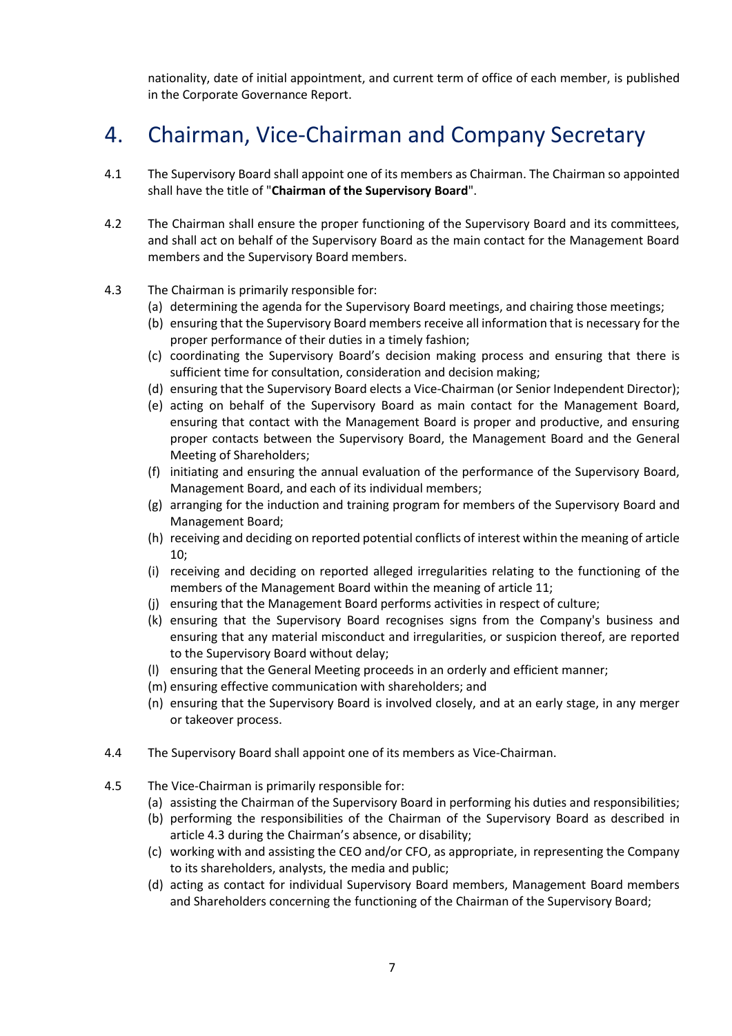nationality, date of initial appointment, and current term of office of each member, is published in the Corporate Governance Report.

# 4. Chairman, Vice-Chairman and Company Secretary

4.1 The Supervisory Board shall appoint one of its members as Chairman. The Chairman so appointed shall have the title of "**Chairman of the Supervisory Board**".

4.2 The Chairman shall ensure the proper functioning of the Supervisory Board and its committees, and shall act on behalf of the Supervisory Board as the main contact for the Management Board members and the Supervisory Board members.

4.3 The Chairman is primarily responsible for:

(a) determining the agenda for the Supervisory Board meetings, and chairing those meetings;
(b) ensuring that the Supervisory Board members receive all information that is necessary for the proper performance of their duties in a timely fashion;
(c) coordinating the Supervisory Board's decision making process and ensuring that there is sufficient time for consultation, consideration and decision making;
(d) ensuring that the Supervisory Board elects a Vice-Chairman (or Senior Independent Director);
(e) acting on behalf of the Supervisory Board as main contact for the Management Board, ensuring that contact with the Management Board is proper and productive, and ensuring proper contacts between the Supervisory Board, the Management Board and the General Meeting of Shareholders;
(f) initiating and ensuring the annual evaluation of the performance of the Supervisory Board, Management Board, and each of its individual members;
(g) arranging for the induction and training program for members of the Supervisory Board and Management Board;
(h) receiving and deciding on reported potential conflicts of interest within the meaning of article 10;
(i) receiving and deciding on reported alleged irregularities relating to the functioning of the members of the Management Board within the meaning of article 11;
(j) ensuring that the Management Board performs activities in respect of culture;
(k) ensuring that the Supervisory Board recognises signs from the Company's business and ensuring that any material misconduct and irregularities, or suspicion thereof, are reported to the Supervisory Board without delay;
(l) ensuring that the General Meeting proceeds in an orderly and efficient manner;
(m) ensuring effective communication with shareholders; and
(n) ensuring that the Supervisory Board is involved closely, and at an early stage, in any merger or takeover process.

4.4 The Supervisory Board shall appoint one of its members as Vice-Chairman.

4.5 The Vice-Chairman is primarily responsible for:

(a) assisting the Chairman of the Supervisory Board in performing his duties and responsibilities;
(b) performing the responsibilities of the Chairman of the Supervisory Board as described in article 4.3 during the Chairman's absence, or disability;
(c) working with and assisting the CEO and/or CFO, as appropriate, in representing the Company to its shareholders, analysts, the media and public;
(d) acting as contact for individual Supervisory Board members, Management Board members and Shareholders concerning the functioning of the Chairman of the Supervisory Board;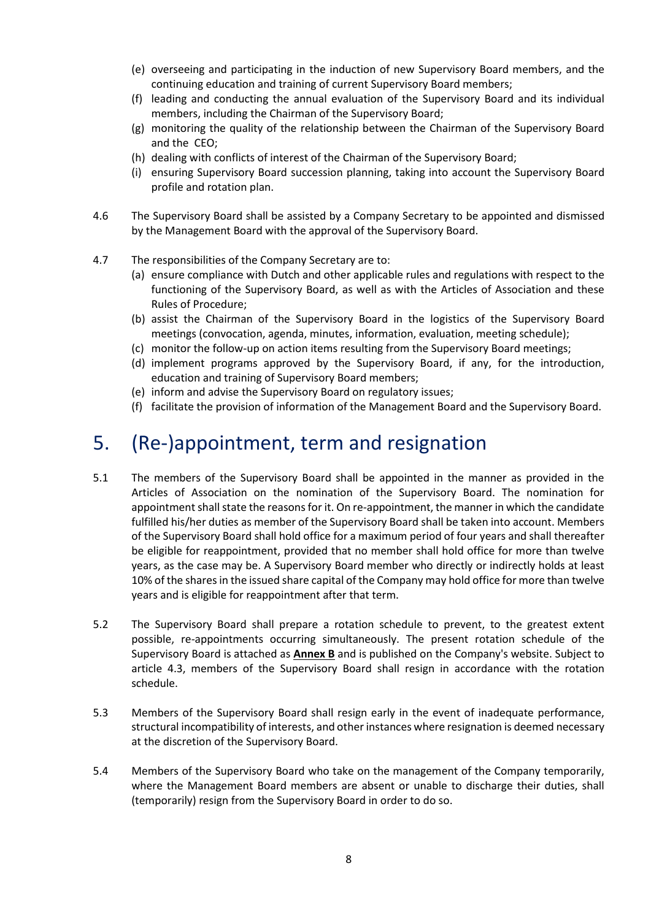(e) overseeing and participating in the induction of new Supervisory Board members, and the continuing education and training of current Supervisory Board members;

(f) leading and conducting the annual evaluation of the Supervisory Board and its individual members, including the Chairman of the Supervisory Board;

(g) monitoring the quality of the relationship between the Chairman of the Supervisory Board and the CEO;

(h) dealing with conflicts of interest of the Chairman of the Supervisory Board;

(i) ensuring Supervisory Board succession planning, taking into account the Supervisory Board profile and rotation plan.

4.6 The Supervisory Board shall be assisted by a Company Secretary to be appointed and dismissed by the Management Board with the approval of the Supervisory Board.

4.7 The responsibilities of the Company Secretary are to:

(a) ensure compliance with Dutch and other applicable rules and regulations with respect to the functioning of the Supervisory Board, as well as with the Articles of Association and these Rules of Procedure;

(b) assist the Chairman of the Supervisory Board in the logistics of the Supervisory Board meetings (convocation, agenda, minutes, information, evaluation, meeting schedule);

(c) monitor the follow-up on action items resulting from the Supervisory Board meetings;

(d) implement programs approved by the Supervisory Board, if any, for the introduction, education and training of Supervisory Board members;

(e) inform and advise the Supervisory Board on regulatory issues;

(f) facilitate the provision of information of the Management Board and the Supervisory Board.

# 5. (Re-)appointment, term and resignation

5.1 The members of the Supervisory Board shall be appointed in the manner as provided in the Articles of Association on the nomination of the Supervisory Board. The nomination for appointment shall state the reasons for it. On re-appointment, the manner in which the candidate fulfilled his/her duties as member of the Supervisory Board shall be taken into account. Members of the Supervisory Board shall hold office for a maximum period of four years and shall thereafter be eligible for reappointment, provided that no member shall hold office for more than twelve years, as the case may be. A Supervisory Board member who directly or indirectly holds at least 10% of the shares in the issued share capital of the Company may hold office for more than twelve years and is eligible for reappointment after that term.

5.2 The Supervisory Board shall prepare a rotation schedule to prevent, to the greatest extent possible, re-appointments occurring simultaneously. The present rotation schedule of the Supervisory Board is attached as **Annex B** and is published on the Company's website. Subject to article 4.3, members of the Supervisory Board shall resign in accordance with the rotation schedule.

5.3 Members of the Supervisory Board shall resign early in the event of inadequate performance, structural incompatibility of interests, and other instances where resignation is deemed necessary at the discretion of the Supervisory Board.

5.4 Members of the Supervisory Board who take on the management of the Company temporarily, where the Management Board members are absent or unable to discharge their duties, shall (temporarily) resign from the Supervisory Board in order to do so.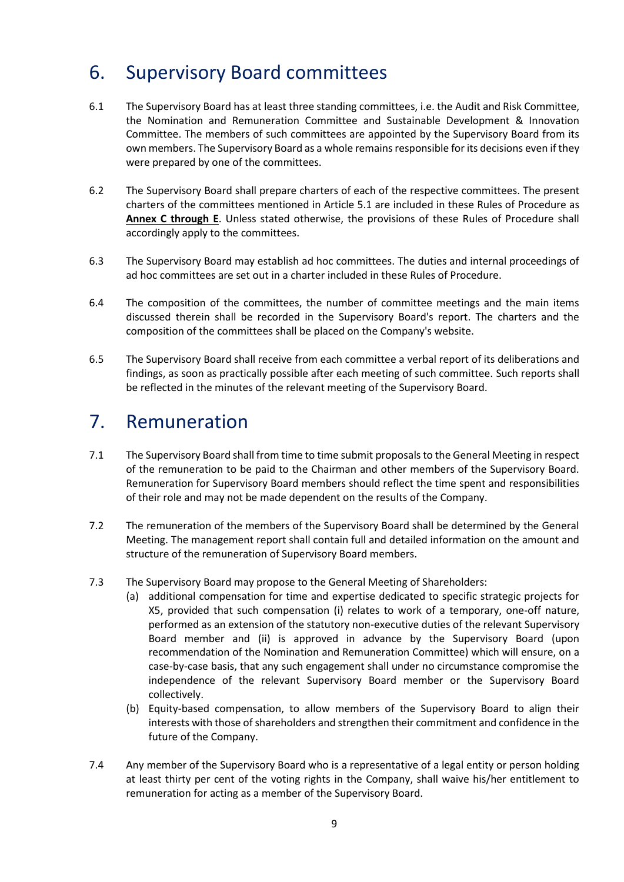# 6. Supervisory Board committees

6.1 The Supervisory Board has at least three standing committees, i.e. the Audit and Risk Committee, the Nomination and Remuneration Committee and Sustainable Development & Innovation Committee. The members of such committees are appointed by the Supervisory Board from its own members. The Supervisory Board as a whole remains responsible for its decisions even if they were prepared by one of the committees.

6.2 The Supervisory Board shall prepare charters of each of the respective committees. The present charters of the committees mentioned in Article 5.1 are included in these Rules of Procedure as **Annex C through E**. Unless stated otherwise, the provisions of these Rules of Procedure shall accordingly apply to the committees.

6.3 The Supervisory Board may establish ad hoc committees. The duties and internal proceedings of ad hoc committees are set out in a charter included in these Rules of Procedure.

6.4 The composition of the committees, the number of committee meetings and the main items discussed therein shall be recorded in the Supervisory Board's report. The charters and the composition of the committees shall be placed on the Company's website.

6.5 The Supervisory Board shall receive from each committee a verbal report of its deliberations and findings, as soon as practically possible after each meeting of such committee. Such reports shall be reflected in the minutes of the relevant meeting of the Supervisory Board.

# 7. Remuneration

7.1 The Supervisory Board shall from time to time submit proposals to the General Meeting in respect of the remuneration to be paid to the Chairman and other members of the Supervisory Board. Remuneration for Supervisory Board members should reflect the time spent and responsibilities of their role and may not be made dependent on the results of the Company.

7.2 The remuneration of the members of the Supervisory Board shall be determined by the General Meeting. The management report shall contain full and detailed information on the amount and structure of the remuneration of Supervisory Board members.

7.3 The Supervisory Board may propose to the General Meeting of Shareholders:

(a) additional compensation for time and expertise dedicated to specific strategic projects for X5, provided that such compensation (i) relates to work of a temporary, one-off nature, performed as an extension of the statutory non-executive duties of the relevant Supervisory Board member and (ii) is approved in advance by the Supervisory Board (upon recommendation of the Nomination and Remuneration Committee) which will ensure, on a case-by-case basis, that any such engagement shall under no circumstance compromise the independence of the relevant Supervisory Board member or the Supervisory Board collectively.

(b) Equity-based compensation, to allow members of the Supervisory Board to align their interests with those of shareholders and strengthen their commitment and confidence in the future of the Company.

7.4 Any member of the Supervisory Board who is a representative of a legal entity or person holding at least thirty per cent of the voting rights in the Company, shall waive his/her entitlement to remuneration for acting as a member of the Supervisory Board.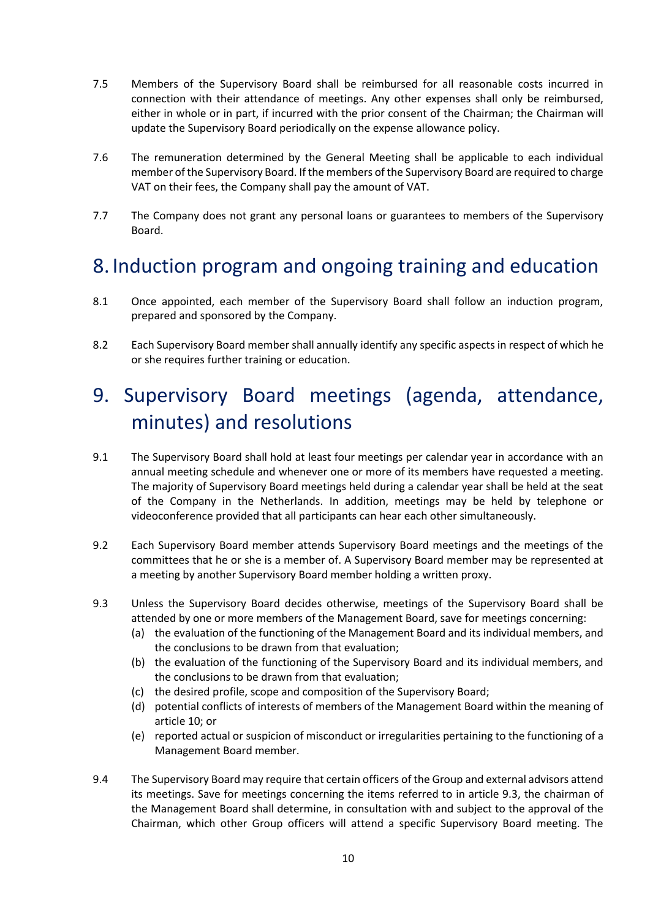7.5 Members of the Supervisory Board shall be reimbursed for all reasonable costs incurred in connection with their attendance of meetings. Any other expenses shall only be reimbursed, either in whole or in part, if incurred with the prior consent of the Chairman; the Chairman will update the Supervisory Board periodically on the expense allowance policy.

7.6 The remuneration determined by the General Meeting shall be applicable to each individual member of the Supervisory Board. If the members of the Supervisory Board are required to charge VAT on their fees, the Company shall pay the amount of VAT.

7.7 The Company does not grant any personal loans or guarantees to members of the Supervisory Board.

# 8. Induction program and ongoing training and education

8.1 Once appointed, each member of the Supervisory Board shall follow an induction program, prepared and sponsored by the Company.

8.2 Each Supervisory Board member shall annually identify any specific aspects in respect of which he or she requires further training or education.

# 9. Supervisory Board meetings (agenda, attendance, minutes) and resolutions

9.1 The Supervisory Board shall hold at least four meetings per calendar year in accordance with an annual meeting schedule and whenever one or more of its members have requested a meeting. The majority of Supervisory Board meetings held during a calendar year shall be held at the seat of the Company in the Netherlands. In addition, meetings may be held by telephone or videoconference provided that all participants can hear each other simultaneously.

9.2 Each Supervisory Board member attends Supervisory Board meetings and the meetings of the committees that he or she is a member of. A Supervisory Board member may be represented at a meeting by another Supervisory Board member holding a written proxy.

9.3 Unless the Supervisory Board decides otherwise, meetings of the Supervisory Board shall be attended by one or more members of the Management Board, save for meetings concerning:

(a) the evaluation of the functioning of the Management Board and its individual members, and the conclusions to be drawn from that evaluation;
(b) the evaluation of the functioning of the Supervisory Board and its individual members, and the conclusions to be drawn from that evaluation;
(c) the desired profile, scope and composition of the Supervisory Board;
(d) potential conflicts of interests of members of the Management Board within the meaning of article 10; or
(e) reported actual or suspicion of misconduct or irregularities pertaining to the functioning of a Management Board member.

9.4 The Supervisory Board may require that certain officers of the Group and external advisors attend its meetings. Save for meetings concerning the items referred to in article 9.3, the chairman of the Management Board shall determine, in consultation with and subject to the approval of the Chairman, which other Group officers will attend a specific Supervisory Board meeting. The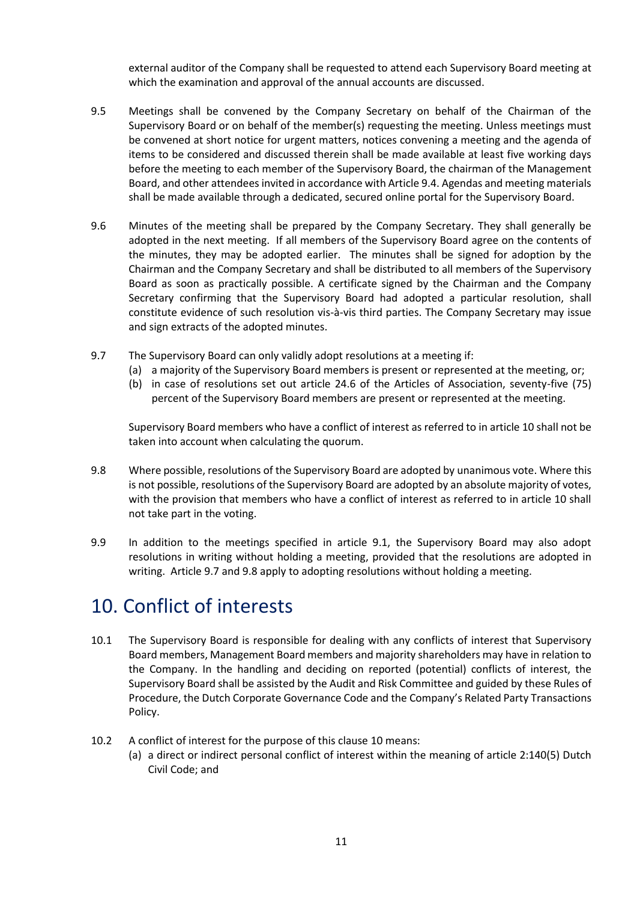external auditor of the Company shall be requested to attend each Supervisory Board meeting at which the examination and approval of the annual accounts are discussed.

9.5 Meetings shall be convened by the Company Secretary on behalf of the Chairman of the Supervisory Board or on behalf of the member(s) requesting the meeting. Unless meetings must be convened at short notice for urgent matters, notices convening a meeting and the agenda of items to be considered and discussed therein shall be made available at least five working days before the meeting to each member of the Supervisory Board, the chairman of the Management Board, and other attendees invited in accordance with Article 9.4. Agendas and meeting materials shall be made available through a dedicated, secured online portal for the Supervisory Board.

9.6 Minutes of the meeting shall be prepared by the Company Secretary. They shall generally be adopted in the next meeting. If all members of the Supervisory Board agree on the contents of the minutes, they may be adopted earlier. The minutes shall be signed for adoption by the Chairman and the Company Secretary and shall be distributed to all members of the Supervisory Board as soon as practically possible. A certificate signed by the Chairman and the Company Secretary confirming that the Supervisory Board had adopted a particular resolution, shall constitute evidence of such resolution vis-à-vis third parties. The Company Secretary may issue and sign extracts of the adopted minutes.

9.7 The Supervisory Board can only validly adopt resolutions at a meeting if:

(a) a majority of the Supervisory Board members is present or represented at the meeting, or;

(b) in case of resolutions set out article 24.6 of the Articles of Association, seventy-five (75) percent of the Supervisory Board members are present or represented at the meeting.

Supervisory Board members who have a conflict of interest as referred to in article 10 shall not be taken into account when calculating the quorum.

9.8 Where possible, resolutions of the Supervisory Board are adopted by unanimous vote. Where this is not possible, resolutions of the Supervisory Board are adopted by an absolute majority of votes, with the provision that members who have a conflict of interest as referred to in article 10 shall not take part in the voting.

9.9 In addition to the meetings specified in article 9.1, the Supervisory Board may also adopt resolutions in writing without holding a meeting, provided that the resolutions are adopted in writing. Article 9.7 and 9.8 apply to adopting resolutions without holding a meeting.

# 10. Conflict of interests

10.1 The Supervisory Board is responsible for dealing with any conflicts of interest that Supervisory Board members, Management Board members and majority shareholders may have in relation to the Company. In the handling and deciding on reported (potential) conflicts of interest, the Supervisory Board shall be assisted by the Audit and Risk Committee and guided by these Rules of Procedure, the Dutch Corporate Governance Code and the Company's Related Party Transactions Policy.

10.2 A conflict of interest for the purpose of this clause 10 means:

(a) a direct or indirect personal conflict of interest within the meaning of article 2:140(5) Dutch Civil Code; and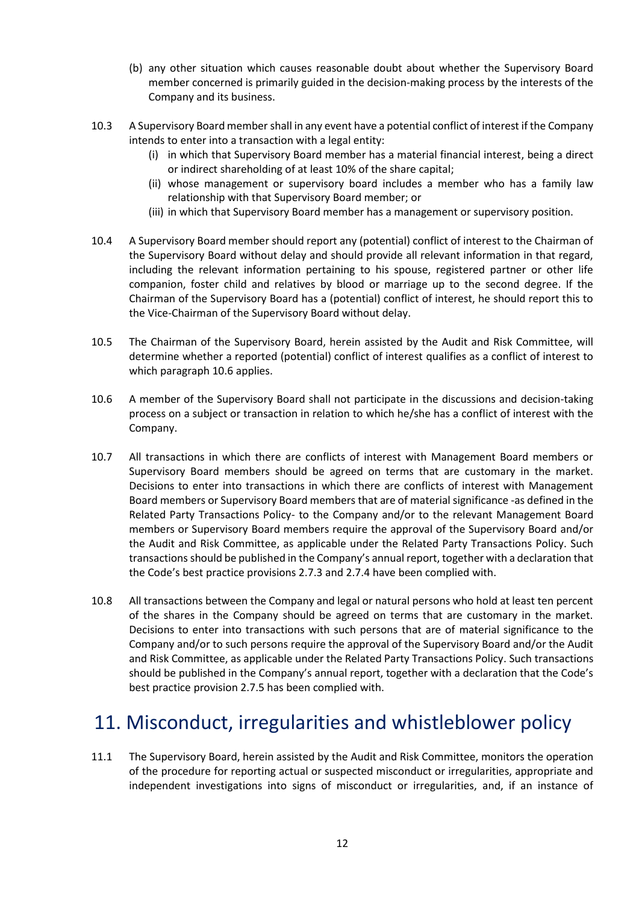(b) any other situation which causes reasonable doubt about whether the Supervisory Board member concerned is primarily guided in the decision-making process by the interests of the Company and its business.

10.3 A Supervisory Board member shall in any event have a potential conflict of interest if the Company intends to enter into a transaction with a legal entity:

(i) in which that Supervisory Board member has a material financial interest, being a direct or indirect shareholding of at least 10% of the share capital;

(ii) whose management or supervisory board includes a member who has a family law relationship with that Supervisory Board member; or

(iii) in which that Supervisory Board member has a management or supervisory position.

10.4 A Supervisory Board member should report any (potential) conflict of interest to the Chairman of the Supervisory Board without delay and should provide all relevant information in that regard, including the relevant information pertaining to his spouse, registered partner or other life companion, foster child and relatives by blood or marriage up to the second degree. If the Chairman of the Supervisory Board has a (potential) conflict of interest, he should report this to the Vice-Chairman of the Supervisory Board without delay.

10.5 The Chairman of the Supervisory Board, herein assisted by the Audit and Risk Committee, will determine whether a reported (potential) conflict of interest qualifies as a conflict of interest to which paragraph 10.6 applies.

10.6 A member of the Supervisory Board shall not participate in the discussions and decision-taking process on a subject or transaction in relation to which he/she has a conflict of interest with the Company.

10.7 All transactions in which there are conflicts of interest with Management Board members or Supervisory Board members should be agreed on terms that are customary in the market. Decisions to enter into transactions in which there are conflicts of interest with Management Board members or Supervisory Board members that are of material significance -as defined in the Related Party Transactions Policy- to the Company and/or to the relevant Management Board members or Supervisory Board members require the approval of the Supervisory Board and/or the Audit and Risk Committee, as applicable under the Related Party Transactions Policy. Such transactions should be published in the Company's annual report, together with a declaration that the Code's best practice provisions 2.7.3 and 2.7.4 have been complied with.

10.8 All transactions between the Company and legal or natural persons who hold at least ten percent of the shares in the Company should be agreed on terms that are customary in the market. Decisions to enter into transactions with such persons that are of material significance to the Company and/or to such persons require the approval of the Supervisory Board and/or the Audit and Risk Committee, as applicable under the Related Party Transactions Policy. Such transactions should be published in the Company's annual report, together with a declaration that the Code's best practice provision 2.7.5 has been complied with.

# 11. Misconduct, irregularities and whistleblower policy

11.1 The Supervisory Board, herein assisted by the Audit and Risk Committee, monitors the operation of the procedure for reporting actual or suspected misconduct or irregularities, appropriate and independent investigations into signs of misconduct or irregularities, and, if an instance of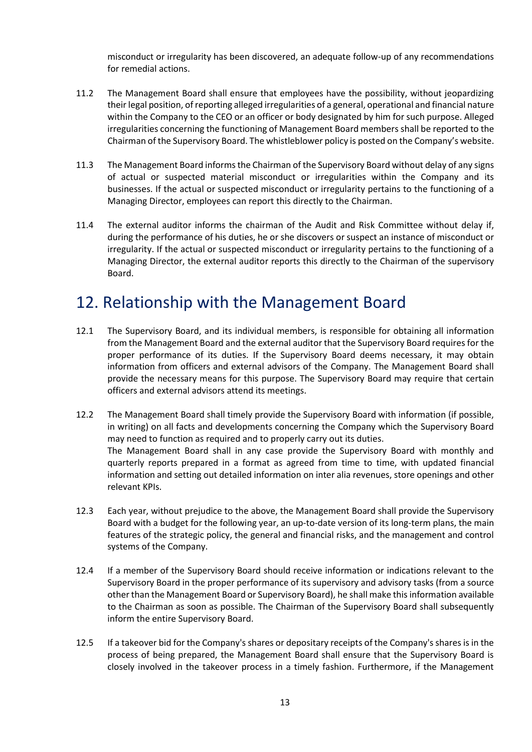misconduct or irregularity has been discovered, an adequate follow-up of any recommendations for remedial actions.

11.2 The Management Board shall ensure that employees have the possibility, without jeopardizing their legal position, of reporting alleged irregularities of a general, operational and financial nature within the Company to the CEO or an officer or body designated by him for such purpose. Alleged irregularities concerning the functioning of Management Board members shall be reported to the Chairman of the Supervisory Board. The whistleblower policy is posted on the Company's website.

11.3 The Management Board informs the Chairman of the Supervisory Board without delay of any signs of actual or suspected material misconduct or irregularities within the Company and its businesses. If the actual or suspected misconduct or irregularity pertains to the functioning of a Managing Director, employees can report this directly to the Chairman.

11.4 The external auditor informs the chairman of the Audit and Risk Committee without delay if, during the performance of his duties, he or she discovers or suspect an instance of misconduct or irregularity. If the actual or suspected misconduct or irregularity pertains to the functioning of a Managing Director, the external auditor reports this directly to the Chairman of the supervisory Board.

# 12. Relationship with the Management Board

12.1 The Supervisory Board, and its individual members, is responsible for obtaining all information from the Management Board and the external auditor that the Supervisory Board requires for the proper performance of its duties. If the Supervisory Board deems necessary, it may obtain information from officers and external advisors of the Company. The Management Board shall provide the necessary means for this purpose. The Supervisory Board may require that certain officers and external advisors attend its meetings.

12.2 The Management Board shall timely provide the Supervisory Board with information (if possible, in writing) on all facts and developments concerning the Company which the Supervisory Board may need to function as required and to properly carry out its duties.
The Management Board shall in any case provide the Supervisory Board with monthly and quarterly reports prepared in a format as agreed from time to time, with updated financial information and setting out detailed information on inter alia revenues, store openings and other relevant KPIs.

12.3 Each year, without prejudice to the above, the Management Board shall provide the Supervisory Board with a budget for the following year, an up-to-date version of its long-term plans, the main features of the strategic policy, the general and financial risks, and the management and control systems of the Company.

12.4 If a member of the Supervisory Board should receive information or indications relevant to the Supervisory Board in the proper performance of its supervisory and advisory tasks (from a source other than the Management Board or Supervisory Board), he shall make this information available to the Chairman as soon as possible. The Chairman of the Supervisory Board shall subsequently inform the entire Supervisory Board.

12.5 If a takeover bid for the Company's shares or depositary receipts of the Company's shares is in the process of being prepared, the Management Board shall ensure that the Supervisory Board is closely involved in the takeover process in a timely fashion. Furthermore, if the Management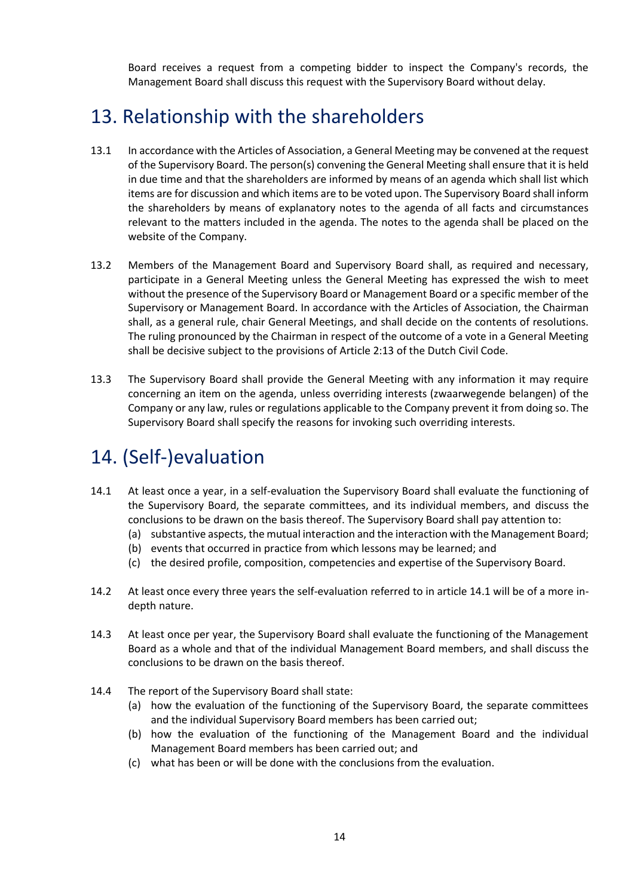Board receives a request from a competing bidder to inspect the Company's records, the Management Board shall discuss this request with the Supervisory Board without delay.

# 13. Relationship with the shareholders

13.1 In accordance with the Articles of Association, a General Meeting may be convened at the request of the Supervisory Board. The person(s) convening the General Meeting shall ensure that it is held in due time and that the shareholders are informed by means of an agenda which shall list which items are for discussion and which items are to be voted upon. The Supervisory Board shall inform the shareholders by means of explanatory notes to the agenda of all facts and circumstances relevant to the matters included in the agenda. The notes to the agenda shall be placed on the website of the Company.

13.2 Members of the Management Board and Supervisory Board shall, as required and necessary, participate in a General Meeting unless the General Meeting has expressed the wish to meet without the presence of the Supervisory Board or Management Board or a specific member of the Supervisory or Management Board. In accordance with the Articles of Association, the Chairman shall, as a general rule, chair General Meetings, and shall decide on the contents of resolutions. The ruling pronounced by the Chairman in respect of the outcome of a vote in a General Meeting shall be decisive subject to the provisions of Article 2:13 of the Dutch Civil Code.

13.3 The Supervisory Board shall provide the General Meeting with any information it may require concerning an item on the agenda, unless overriding interests (zwaarwegende belangen) of the Company or any law, rules or regulations applicable to the Company prevent it from doing so. The Supervisory Board shall specify the reasons for invoking such overriding interests.

# 14. (Self-)evaluation

14.1 At least once a year, in a self-evaluation the Supervisory Board shall evaluate the functioning of the Supervisory Board, the separate committees, and its individual members, and discuss the conclusions to be drawn on the basis thereof. The Supervisory Board shall pay attention to:

(a) substantive aspects, the mutual interaction and the interaction with the Management Board;
(b) events that occurred in practice from which lessons may be learned; and
(c) the desired profile, composition, competencies and expertise of the Supervisory Board.

14.2 At least once every three years the self-evaluation referred to in article 14.1 will be of a more in-depth nature.

14.3 At least once per year, the Supervisory Board shall evaluate the functioning of the Management Board as a whole and that of the individual Management Board members, and shall discuss the conclusions to be drawn on the basis thereof.

14.4 The report of the Supervisory Board shall state:

(a) how the evaluation of the functioning of the Supervisory Board, the separate committees and the individual Supervisory Board members has been carried out;
(b) how the evaluation of the functioning of the Management Board and the individual Management Board members has been carried out; and
(c) what has been or will be done with the conclusions from the evaluation.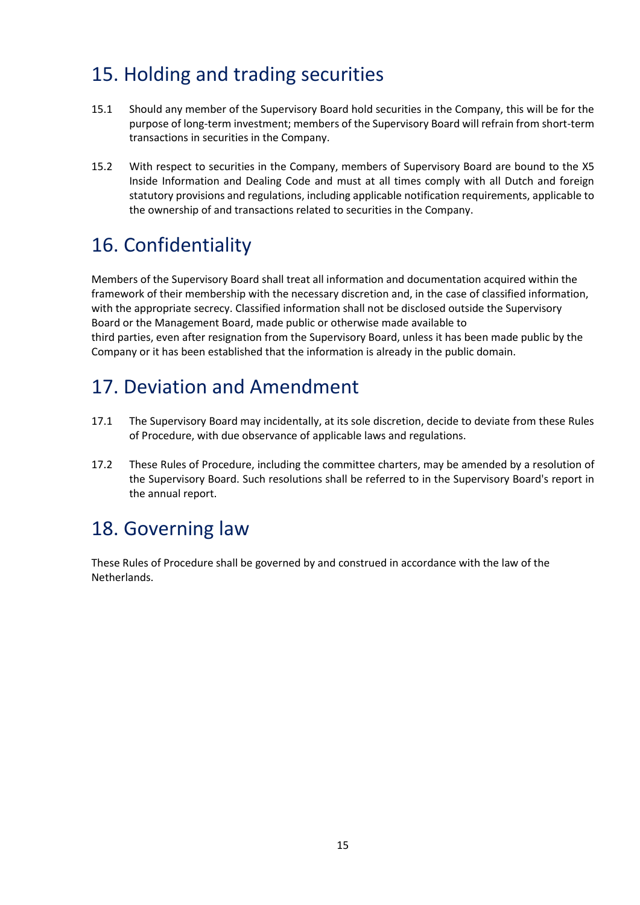## 15. Holding and trading securities

15.1 Should any member of the Supervisory Board hold securities in the Company, this will be for the purpose of long-term investment; members of the Supervisory Board will refrain from short-term transactions in securities in the Company.

15.2 With respect to securities in the Company, members of Supervisory Board are bound to the X5 Inside Information and Dealing Code and must at all times comply with all Dutch and foreign statutory provisions and regulations, including applicable notification requirements, applicable to the ownership of and transactions related to securities in the Company.

## 16. Confidentiality

Members of the Supervisory Board shall treat all information and documentation acquired within the framework of their membership with the necessary discretion and, in the case of classified information, with the appropriate secrecy. Classified information shall not be disclosed outside the Supervisory Board or the Management Board, made public or otherwise made available to third parties, even after resignation from the Supervisory Board, unless it has been made public by the Company or it has been established that the information is already in the public domain.

## 17. Deviation and Amendment

17.1 The Supervisory Board may incidentally, at its sole discretion, decide to deviate from these Rules of Procedure, with due observance of applicable laws and regulations.

17.2 These Rules of Procedure, including the committee charters, may be amended by a resolution of the Supervisory Board. Such resolutions shall be referred to in the Supervisory Board's report in the annual report.

## 18. Governing law

These Rules of Procedure shall be governed by and construed in accordance with the law of the Netherlands.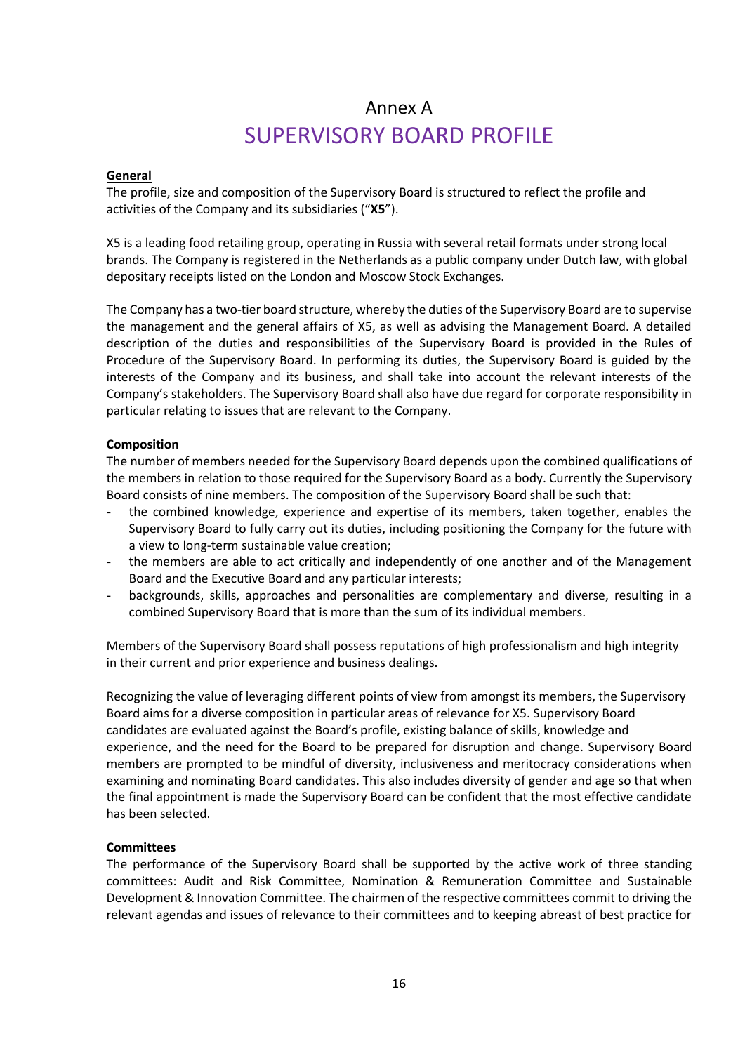# Annex A

# SUPERVISORY BOARD PROFILE

**General**

The profile, size and composition of the Supervisory Board is structured to reflect the profile and activities of the Company and its subsidiaries ("**X5**").

X5 is a leading food retailing group, operating in Russia with several retail formats under strong local brands. The Company is registered in the Netherlands as a public company under Dutch law, with global depositary receipts listed on the London and Moscow Stock Exchanges.

The Company has a two-tier board structure, whereby the duties of the Supervisory Board are to supervise the management and the general affairs of X5, as well as advising the Management Board. A detailed description of the duties and responsibilities of the Supervisory Board is provided in the Rules of Procedure of the Supervisory Board. In performing its duties, the Supervisory Board is guided by the interests of the Company and its business, and shall take into account the relevant interests of the Company's stakeholders. The Supervisory Board shall also have due regard for corporate responsibility in particular relating to issues that are relevant to the Company.

**Composition**

The number of members needed for the Supervisory Board depends upon the combined qualifications of the members in relation to those required for the Supervisory Board as a body. Currently the Supervisory Board consists of nine members. The composition of the Supervisory Board shall be such that:

- the combined knowledge, experience and expertise of its members, taken together, enables the Supervisory Board to fully carry out its duties, including positioning the Company for the future with a view to long-term sustainable value creation;
- the members are able to act critically and independently of one another and of the Management Board and the Executive Board and any particular interests;
- backgrounds, skills, approaches and personalities are complementary and diverse, resulting in a combined Supervisory Board that is more than the sum of its individual members.

Members of the Supervisory Board shall possess reputations of high professionalism and high integrity in their current and prior experience and business dealings.

Recognizing the value of leveraging different points of view from amongst its members, the Supervisory Board aims for a diverse composition in particular areas of relevance for X5. Supervisory Board candidates are evaluated against the Board's profile, existing balance of skills, knowledge and experience, and the need for the Board to be prepared for disruption and change. Supervisory Board members are prompted to be mindful of diversity, inclusiveness and meritocracy considerations when examining and nominating Board candidates. This also includes diversity of gender and age so that when the final appointment is made the Supervisory Board can be confident that the most effective candidate has been selected.

**Committees**

The performance of the Supervisory Board shall be supported by the active work of three standing committees: Audit and Risk Committee, Nomination & Remuneration Committee and Sustainable Development & Innovation Committee. The chairmen of the respective committees commit to driving the relevant agendas and issues of relevance to their committees and to keeping abreast of best practice for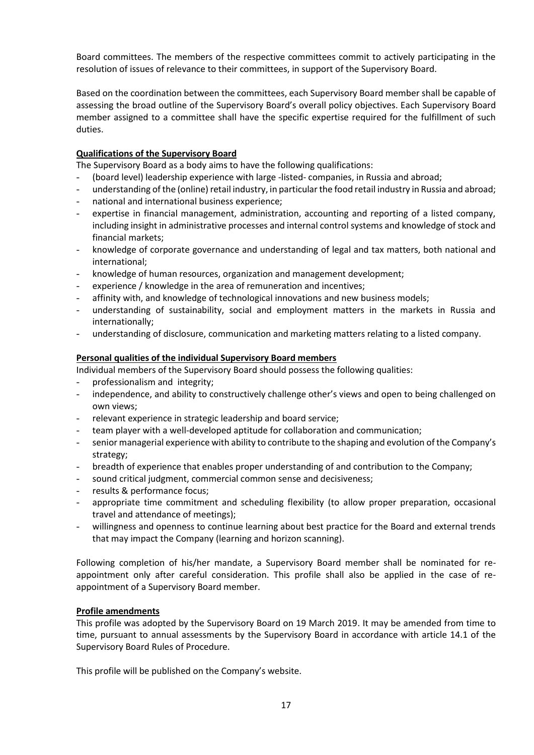Board committees. The members of the respective committees commit to actively participating in the resolution of issues of relevance to their committees, in support of the Supervisory Board.

Based on the coordination between the committees, each Supervisory Board member shall be capable of assessing the broad outline of the Supervisory Board's overall policy objectives. Each Supervisory Board member assigned to a committee shall have the specific expertise required for the fulfillment of such duties.

**Qualifications of the Supervisory Board**

The Supervisory Board as a body aims to have the following qualifications:

- (board level) leadership experience with large -listed- companies, in Russia and abroad;
- understanding of the (online) retail industry, in particular the food retail industry in Russia and abroad;
- national and international business experience;
- expertise in financial management, administration, accounting and reporting of a listed company, including insight in administrative processes and internal control systems and knowledge of stock and financial markets;
- knowledge of corporate governance and understanding of legal and tax matters, both national and international;
- knowledge of human resources, organization and management development;
- experience / knowledge in the area of remuneration and incentives;
- affinity with, and knowledge of technological innovations and new business models;
- understanding of sustainability, social and employment matters in the markets in Russia and internationally;
- understanding of disclosure, communication and marketing matters relating to a listed company.

**Personal qualities of the individual Supervisory Board members**

Individual members of the Supervisory Board should possess the following qualities:

- professionalism and integrity;
- independence, and ability to constructively challenge other's views and open to being challenged on own views;
- relevant experience in strategic leadership and board service;
- team player with a well-developed aptitude for collaboration and communication;
- senior managerial experience with ability to contribute to the shaping and evolution of the Company's strategy;
- breadth of experience that enables proper understanding of and contribution to the Company;
- sound critical judgment, commercial common sense and decisiveness;
- results & performance focus;
- appropriate time commitment and scheduling flexibility (to allow proper preparation, occasional travel and attendance of meetings);
- willingness and openness to continue learning about best practice for the Board and external trends that may impact the Company (learning and horizon scanning).

Following completion of his/her mandate, a Supervisory Board member shall be nominated for re-appointment only after careful consideration. This profile shall also be applied in the case of re-appointment of a Supervisory Board member.

**Profile amendments**

This profile was adopted by the Supervisory Board on 19 March 2019. It may be amended from time to time, pursuant to annual assessments by the Supervisory Board in accordance with article 14.1 of the Supervisory Board Rules of Procedure.

This profile will be published on the Company's website.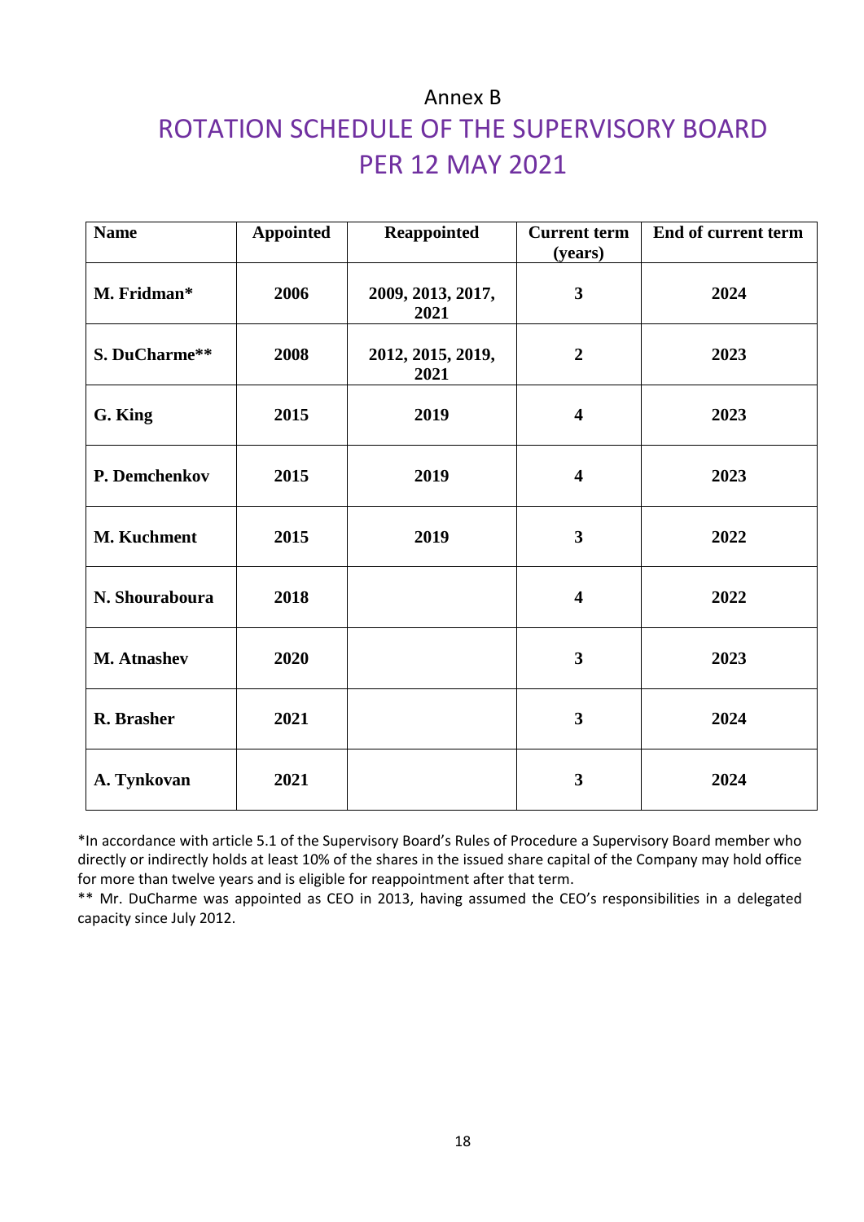Annex B

# ROTATION SCHEDULE OF THE SUPERVISORY BOARD PER 12 MAY 2021

| Name | Appointed | Reappointed | Current term (years) | End of current term |
|---|---|---|---|---|
| M. Fridman* | 2006 | 2009, 2013, 2017, 2021 | 3 | 2024 |
| S. DuCharme** | 2008 | 2012, 2015, 2019, 2021 | 2 | 2023 |
| G. King | 2015 | 2019 | 4 | 2023 |
| P. Demchenkov | 2015 | 2019 | 4 | 2023 |
| M. Kuchment | 2015 | 2019 | 3 | 2022 |
| N. Shouraboura | 2018 | | 4 | 2022 |
| M. Atnashev | 2020 | | 3 | 2023 |
| R. Brasher | 2021 | | 3 | 2024 |
| A. Tynkovan | 2021 | | 3 | 2024 |

*In accordance with article 5.1 of the Supervisory Board's Rules of Procedure a Supervisory Board member who directly or indirectly holds at least 10% of the shares in the issued share capital of the Company may hold office for more than twelve years and is eligible for reappointment after that term.

** Mr. DuCharme was appointed as CEO in 2013, having assumed the CEO's responsibilities in a delegated capacity since July 2012.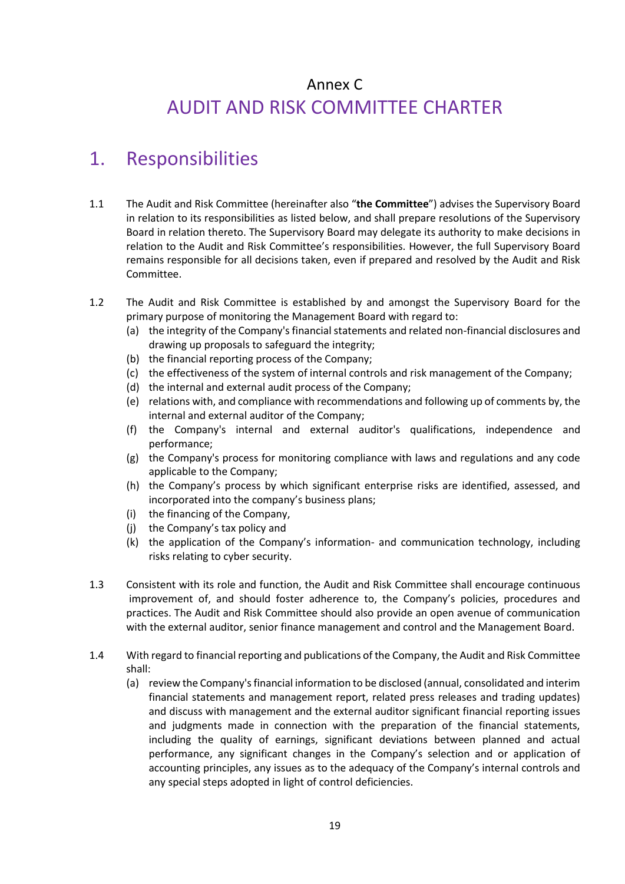# Annex C

# AUDIT AND RISK COMMITTEE CHARTER

## 1. Responsibilities

1.1 The Audit and Risk Committee (hereinafter also "**the Committee**") advises the Supervisory Board in relation to its responsibilities as listed below, and shall prepare resolutions of the Supervisory Board in relation thereto. The Supervisory Board may delegate its authority to make decisions in relation to the Audit and Risk Committee's responsibilities. However, the full Supervisory Board remains responsible for all decisions taken, even if prepared and resolved by the Audit and Risk Committee.

1.2 The Audit and Risk Committee is established by and amongst the Supervisory Board for the primary purpose of monitoring the Management Board with regard to:

(a) the integrity of the Company's financial statements and related non-financial disclosures and drawing up proposals to safeguard the integrity;

(b) the financial reporting process of the Company;

(c) the effectiveness of the system of internal controls and risk management of the Company;

(d) the internal and external audit process of the Company;

(e) relations with, and compliance with recommendations and following up of comments by, the internal and external auditor of the Company;

(f) the Company's internal and external auditor's qualifications, independence and performance;

(g) the Company's process for monitoring compliance with laws and regulations and any code applicable to the Company;

(h) the Company's process by which significant enterprise risks are identified, assessed, and incorporated into the company's business plans;

(i) the financing of the Company,

(j) the Company's tax policy and

(k) the application of the Company's information- and communication technology, including risks relating to cyber security.

1.3 Consistent with its role and function, the Audit and Risk Committee shall encourage continuous improvement of, and should foster adherence to, the Company's policies, procedures and practices. The Audit and Risk Committee should also provide an open avenue of communication with the external auditor, senior finance management and control and the Management Board.

1.4 With regard to financial reporting and publications of the Company, the Audit and Risk Committee shall:

(a) review the Company's financial information to be disclosed (annual, consolidated and interim financial statements and management report, related press releases and trading updates) and discuss with management and the external auditor significant financial reporting issues and judgments made in connection with the preparation of the financial statements, including the quality of earnings, significant deviations between planned and actual performance, any significant changes in the Company's selection and or application of accounting principles, any issues as to the adequacy of the Company's internal controls and any special steps adopted in light of control deficiencies.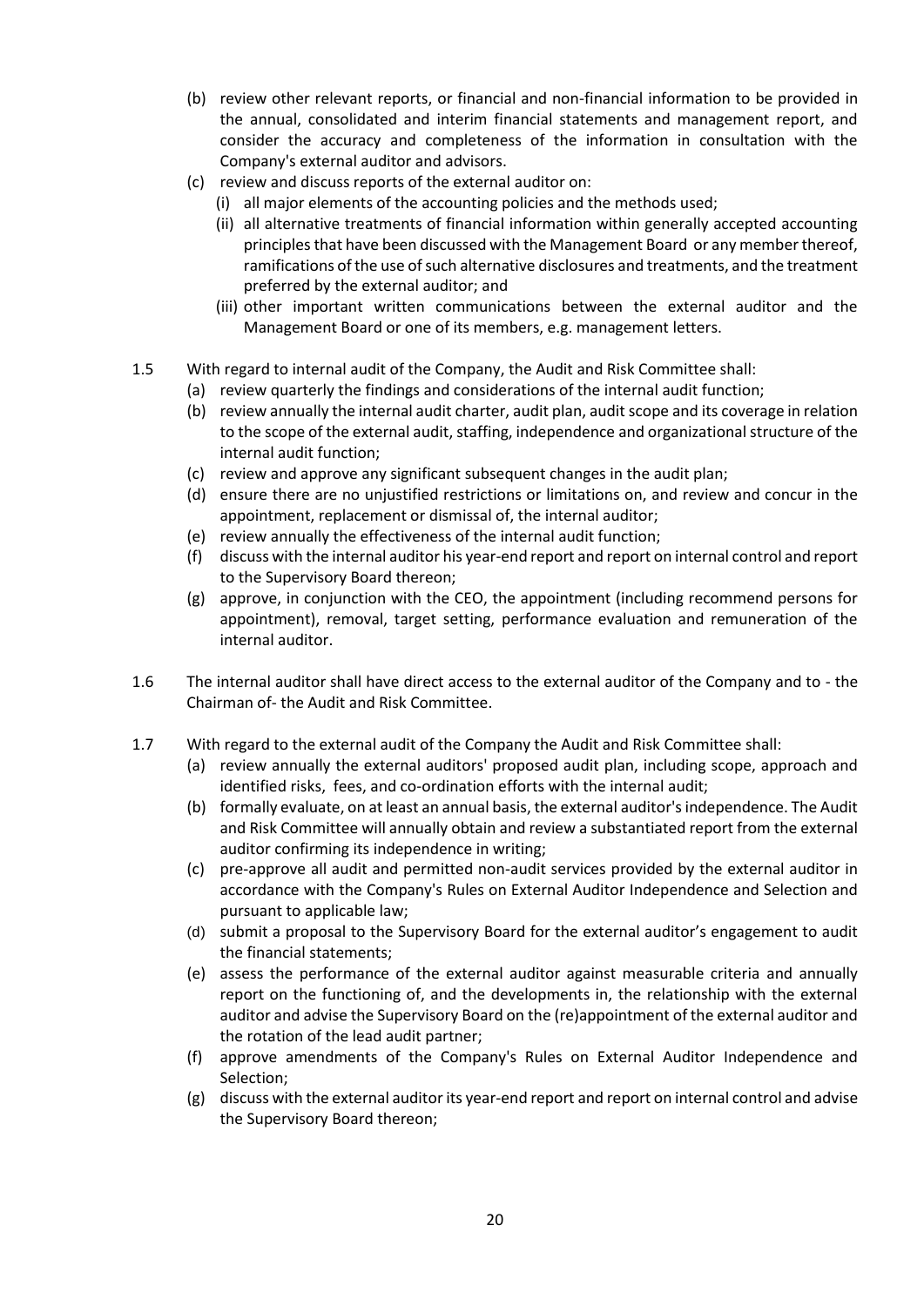(b) review other relevant reports, or financial and non-financial information to be provided in the annual, consolidated and interim financial statements and management report, and consider the accuracy and completeness of the information in consultation with the Company's external auditor and advisors.

(c) review and discuss reports of the external auditor on:

   (i) all major elements of the accounting policies and the methods used;

   (ii) all alternative treatments of financial information within generally accepted accounting principles that have been discussed with the Management Board or any member thereof, ramifications of the use of such alternative disclosures and treatments, and the treatment preferred by the external auditor; and

   (iii) other important written communications between the external auditor and the Management Board or one of its members, e.g. management letters.

1.5 With regard to internal audit of the Company, the Audit and Risk Committee shall:

(a) review quarterly the findings and considerations of the internal audit function;

(b) review annually the internal audit charter, audit plan, audit scope and its coverage in relation to the scope of the external audit, staffing, independence and organizational structure of the internal audit function;

(c) review and approve any significant subsequent changes in the audit plan;

(d) ensure there are no unjustified restrictions or limitations on, and review and concur in the appointment, replacement or dismissal of, the internal auditor;

(e) review annually the effectiveness of the internal audit function;

(f) discuss with the internal auditor his year-end report and report on internal control and report to the Supervisory Board thereon;

(g) approve, in conjunction with the CEO, the appointment (including recommend persons for appointment), removal, target setting, performance evaluation and remuneration of the internal auditor.

1.6 The internal auditor shall have direct access to the external auditor of the Company and to - the Chairman of- the Audit and Risk Committee.

1.7 With regard to the external audit of the Company the Audit and Risk Committee shall:

(a) review annually the external auditors' proposed audit plan, including scope, approach and identified risks, fees, and co-ordination efforts with the internal audit;

(b) formally evaluate, on at least an annual basis, the external auditor's independence. The Audit and Risk Committee will annually obtain and review a substantiated report from the external auditor confirming its independence in writing;

(c) pre-approve all audit and permitted non-audit services provided by the external auditor in accordance with the Company's Rules on External Auditor Independence and Selection and pursuant to applicable law;

(d) submit a proposal to the Supervisory Board for the external auditor's engagement to audit the financial statements;

(e) assess the performance of the external auditor against measurable criteria and annually report on the functioning of, and the developments in, the relationship with the external auditor and advise the Supervisory Board on the (re)appointment of the external auditor and the rotation of the lead audit partner;

(f) approve amendments of the Company's Rules on External Auditor Independence and Selection;

(g) discuss with the external auditor its year-end report and report on internal control and advise the Supervisory Board thereon;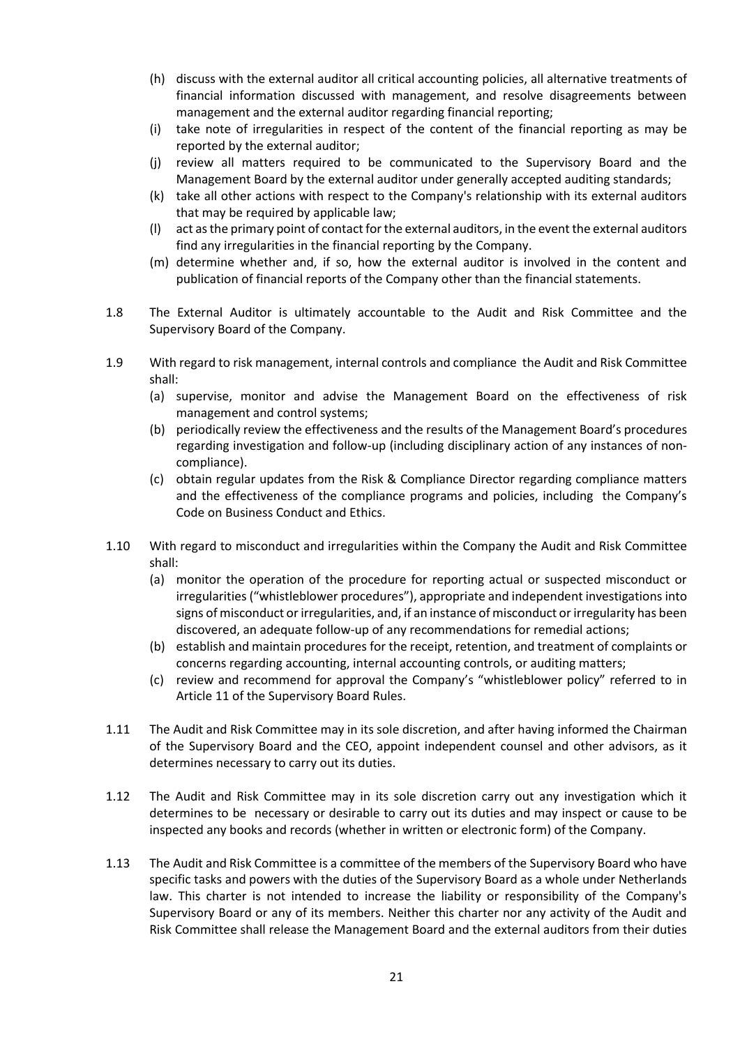(h) discuss with the external auditor all critical accounting policies, all alternative treatments of financial information discussed with management, and resolve disagreements between management and the external auditor regarding financial reporting;
(i) take note of irregularities in respect of the content of the financial reporting as may be reported by the external auditor;
(j) review all matters required to be communicated to the Supervisory Board and the Management Board by the external auditor under generally accepted auditing standards;
(k) take all other actions with respect to the Company's relationship with its external auditors that may be required by applicable law;
(l) act as the primary point of contact for the external auditors, in the event the external auditors find any irregularities in the financial reporting by the Company.
(m) determine whether and, if so, how the external auditor is involved in the content and publication of financial reports of the Company other than the financial statements.

1.8 The External Auditor is ultimately accountable to the Audit and Risk Committee and the Supervisory Board of the Company.

1.9 With regard to risk management, internal controls and compliance the Audit and Risk Committee shall:
(a) supervise, monitor and advise the Management Board on the effectiveness of risk management and control systems;
(b) periodically review the effectiveness and the results of the Management Board's procedures regarding investigation and follow-up (including disciplinary action of any instances of non-compliance).
(c) obtain regular updates from the Risk & Compliance Director regarding compliance matters and the effectiveness of the compliance programs and policies, including the Company's Code on Business Conduct and Ethics.

1.10 With regard to misconduct and irregularities within the Company the Audit and Risk Committee shall:
(a) monitor the operation of the procedure for reporting actual or suspected misconduct or irregularities ("whistleblower procedures"), appropriate and independent investigations into signs of misconduct or irregularities, and, if an instance of misconduct or irregularity has been discovered, an adequate follow-up of any recommendations for remedial actions;
(b) establish and maintain procedures for the receipt, retention, and treatment of complaints or concerns regarding accounting, internal accounting controls, or auditing matters;
(c) review and recommend for approval the Company's "whistleblower policy" referred to in Article 11 of the Supervisory Board Rules.

1.11 The Audit and Risk Committee may in its sole discretion, and after having informed the Chairman of the Supervisory Board and the CEO, appoint independent counsel and other advisors, as it determines necessary to carry out its duties.

1.12 The Audit and Risk Committee may in its sole discretion carry out any investigation which it determines to be necessary or desirable to carry out its duties and may inspect or cause to be inspected any books and records (whether in written or electronic form) of the Company.

1.13 The Audit and Risk Committee is a committee of the members of the Supervisory Board who have specific tasks and powers with the duties of the Supervisory Board as a whole under Netherlands law. This charter is not intended to increase the liability or responsibility of the Company's Supervisory Board or any of its members. Neither this charter nor any activity of the Audit and Risk Committee shall release the Management Board and the external auditors from their duties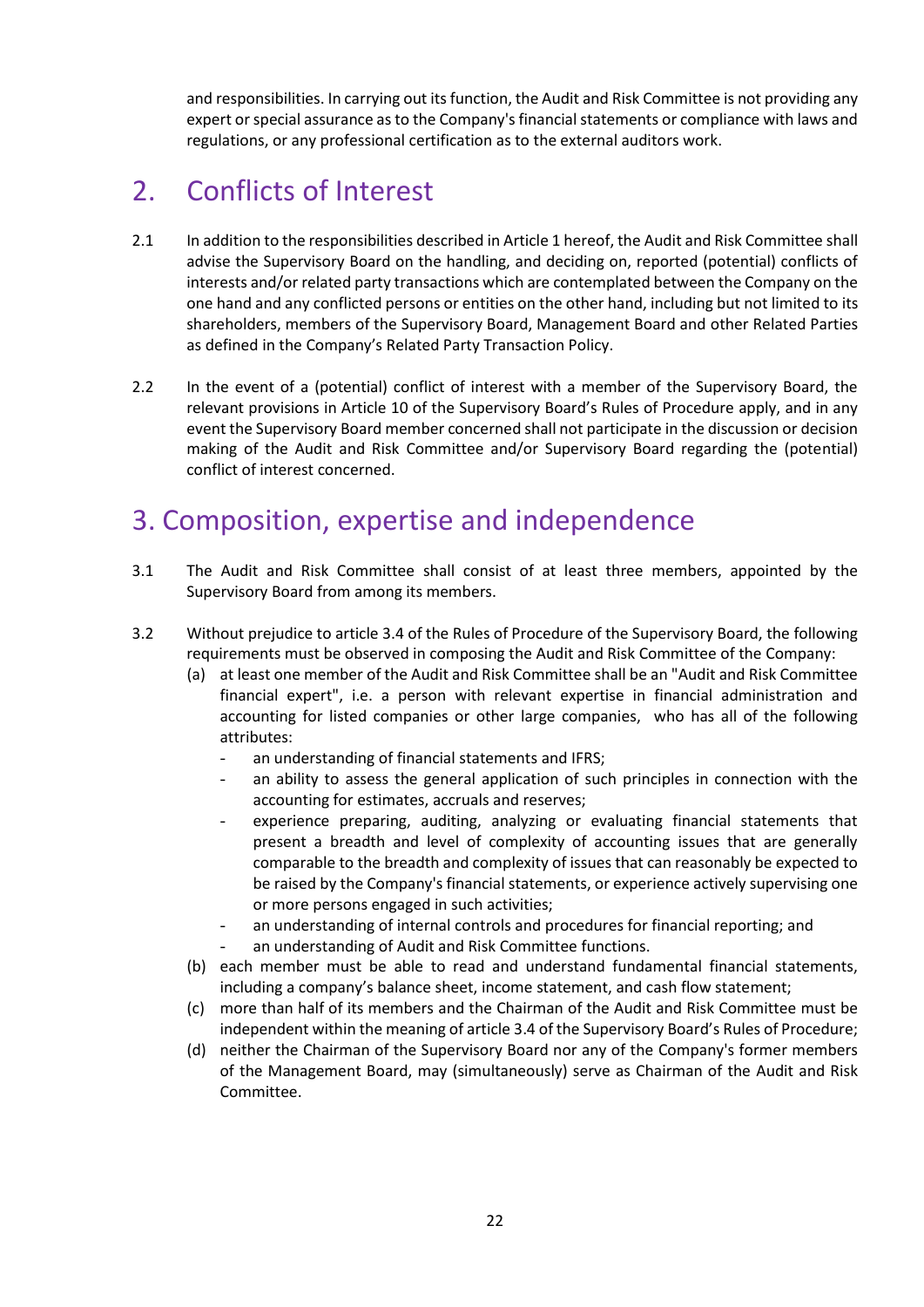and responsibilities. In carrying out its function, the Audit and Risk Committee is not providing any expert or special assurance as to the Company's financial statements or compliance with laws and regulations, or any professional certification as to the external auditors work.

## 2. Conflicts of Interest

2.1 In addition to the responsibilities described in Article 1 hereof, the Audit and Risk Committee shall advise the Supervisory Board on the handling, and deciding on, reported (potential) conflicts of interests and/or related party transactions which are contemplated between the Company on the one hand and any conflicted persons or entities on the other hand, including but not limited to its shareholders, members of the Supervisory Board, Management Board and other Related Parties as defined in the Company's Related Party Transaction Policy.

2.2 In the event of a (potential) conflict of interest with a member of the Supervisory Board, the relevant provisions in Article 10 of the Supervisory Board's Rules of Procedure apply, and in any event the Supervisory Board member concerned shall not participate in the discussion or decision making of the Audit and Risk Committee and/or Supervisory Board regarding the (potential) conflict of interest concerned.

## 3. Composition, expertise and independence

3.1 The Audit and Risk Committee shall consist of at least three members, appointed by the Supervisory Board from among its members.

3.2 Without prejudice to article 3.4 of the Rules of Procedure of the Supervisory Board, the following requirements must be observed in composing the Audit and Risk Committee of the Company:

(a) at least one member of the Audit and Risk Committee shall be an "Audit and Risk Committee financial expert", i.e. a person with relevant expertise in financial administration and accounting for listed companies or other large companies, who has all of the following attributes:
- an understanding of financial statements and IFRS;
- an ability to assess the general application of such principles in connection with the accounting for estimates, accruals and reserves;
- experience preparing, auditing, analyzing or evaluating financial statements that present a breadth and level of complexity of accounting issues that are generally comparable to the breadth and complexity of issues that can reasonably be expected to be raised by the Company's financial statements, or experience actively supervising one or more persons engaged in such activities;
- an understanding of internal controls and procedures for financial reporting; and
- an understanding of Audit and Risk Committee functions.

(b) each member must be able to read and understand fundamental financial statements, including a company's balance sheet, income statement, and cash flow statement;

(c) more than half of its members and the Chairman of the Audit and Risk Committee must be independent within the meaning of article 3.4 of the Supervisory Board's Rules of Procedure;

(d) neither the Chairman of the Supervisory Board nor any of the Company's former members of the Management Board, may (simultaneously) serve as Chairman of the Audit and Risk Committee.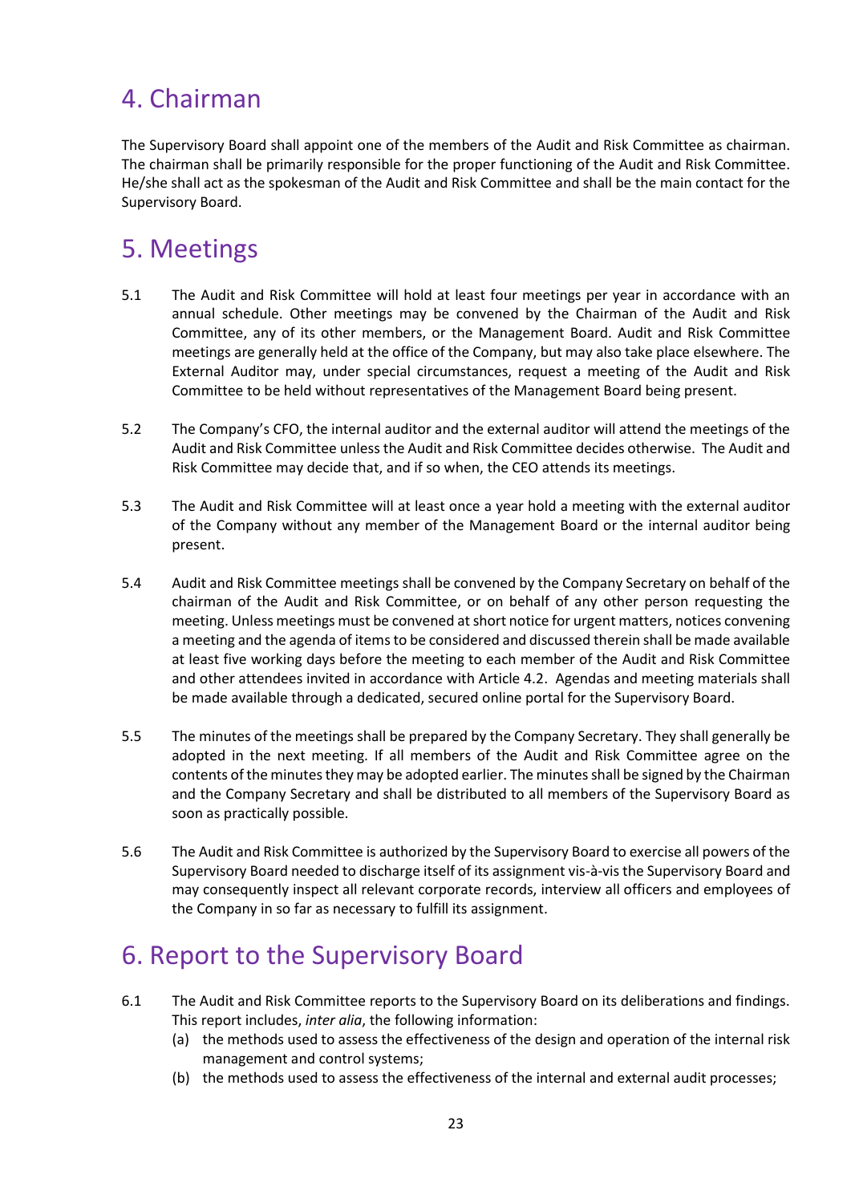# 4. Chairman

The Supervisory Board shall appoint one of the members of the Audit and Risk Committee as chairman. The chairman shall be primarily responsible for the proper functioning of the Audit and Risk Committee. He/she shall act as the spokesman of the Audit and Risk Committee and shall be the main contact for the Supervisory Board.

# 5. Meetings

5.1 The Audit and Risk Committee will hold at least four meetings per year in accordance with an annual schedule. Other meetings may be convened by the Chairman of the Audit and Risk Committee, any of its other members, or the Management Board. Audit and Risk Committee meetings are generally held at the office of the Company, but may also take place elsewhere. The External Auditor may, under special circumstances, request a meeting of the Audit and Risk Committee to be held without representatives of the Management Board being present.

5.2 The Company's CFO, the internal auditor and the external auditor will attend the meetings of the Audit and Risk Committee unless the Audit and Risk Committee decides otherwise. The Audit and Risk Committee may decide that, and if so when, the CEO attends its meetings.

5.3 The Audit and Risk Committee will at least once a year hold a meeting with the external auditor of the Company without any member of the Management Board or the internal auditor being present.

5.4 Audit and Risk Committee meetings shall be convened by the Company Secretary on behalf of the chairman of the Audit and Risk Committee, or on behalf of any other person requesting the meeting. Unless meetings must be convened at short notice for urgent matters, notices convening a meeting and the agenda of items to be considered and discussed therein shall be made available at least five working days before the meeting to each member of the Audit and Risk Committee and other attendees invited in accordance with Article 4.2. Agendas and meeting materials shall be made available through a dedicated, secured online portal for the Supervisory Board.

5.5 The minutes of the meetings shall be prepared by the Company Secretary. They shall generally be adopted in the next meeting. If all members of the Audit and Risk Committee agree on the contents of the minutes they may be adopted earlier. The minutes shall be signed by the Chairman and the Company Secretary and shall be distributed to all members of the Supervisory Board as soon as practically possible.

5.6 The Audit and Risk Committee is authorized by the Supervisory Board to exercise all powers of the Supervisory Board needed to discharge itself of its assignment vis-à-vis the Supervisory Board and may consequently inspect all relevant corporate records, interview all officers and employees of the Company in so far as necessary to fulfill its assignment.

# 6. Report to the Supervisory Board

6.1 The Audit and Risk Committee reports to the Supervisory Board on its deliberations and findings. This report includes, *inter alia*, the following information:
   (a) the methods used to assess the effectiveness of the design and operation of the internal risk management and control systems;
   (b) the methods used to assess the effectiveness of the internal and external audit processes;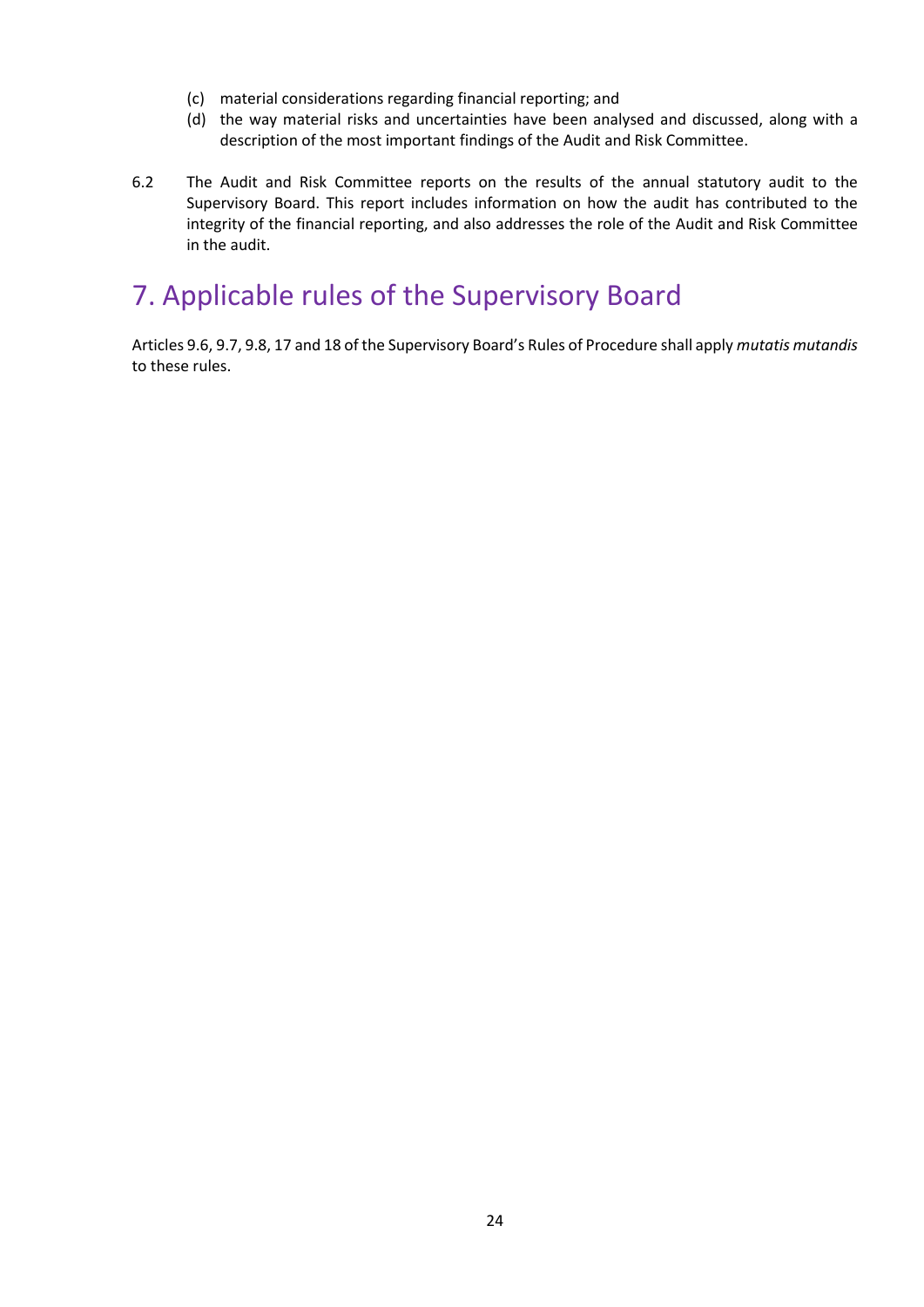(c) material considerations regarding financial reporting; and

(d) the way material risks and uncertainties have been analysed and discussed, along with a description of the most important findings of the Audit and Risk Committee.

6.2 The Audit and Risk Committee reports on the results of the annual statutory audit to the Supervisory Board. This report includes information on how the audit has contributed to the integrity of the financial reporting, and also addresses the role of the Audit and Risk Committee in the audit.

## 7. Applicable rules of the Supervisory Board

Articles 9.6, 9.7, 9.8, 17 and 18 of the Supervisory Board's Rules of Procedure shall apply *mutatis mutandis* to these rules.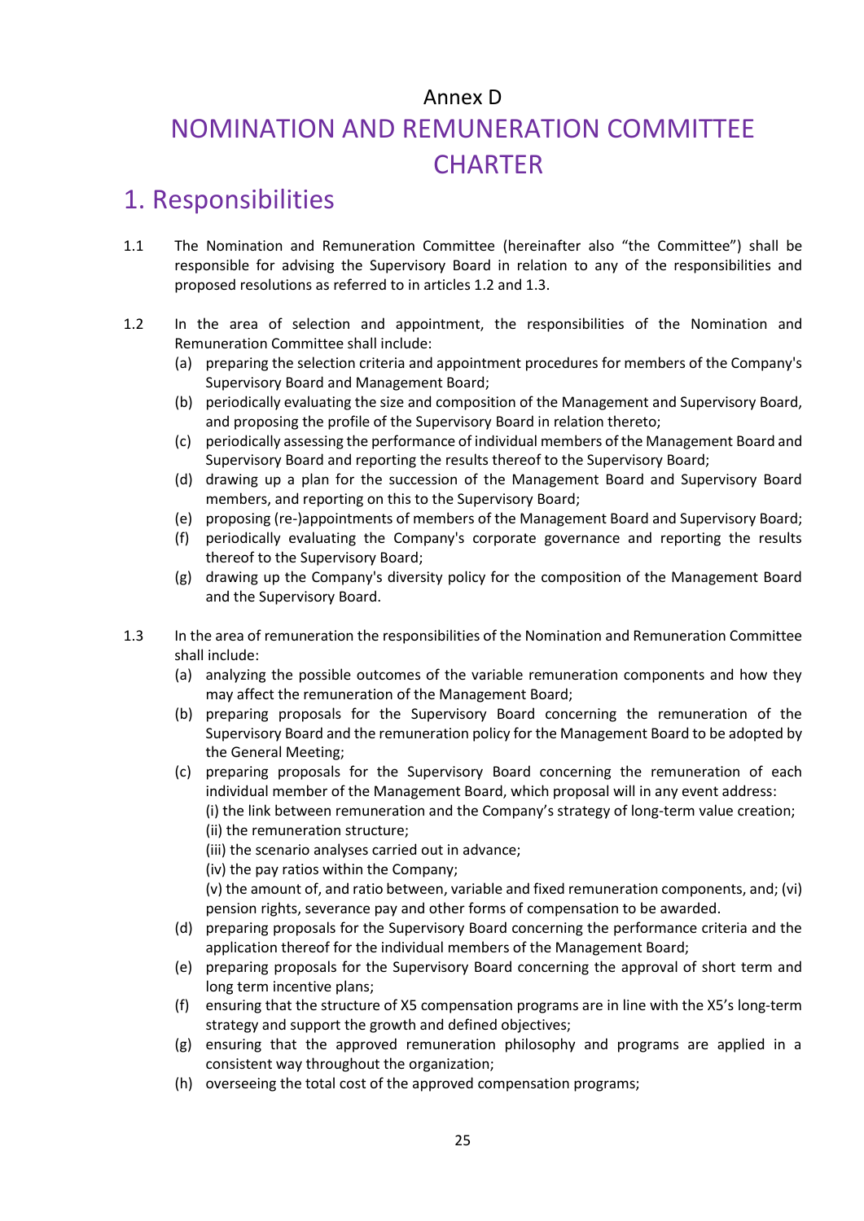Annex D

# NOMINATION AND REMUNERATION COMMITTEE CHARTER

## 1. Responsibilities

1.1 The Nomination and Remuneration Committee (hereinafter also "the Committee") shall be responsible for advising the Supervisory Board in relation to any of the responsibilities and proposed resolutions as referred to in articles 1.2 and 1.3.

1.2 In the area of selection and appointment, the responsibilities of the Nomination and Remuneration Committee shall include:

(a) preparing the selection criteria and appointment procedures for members of the Company's Supervisory Board and Management Board;

(b) periodically evaluating the size and composition of the Management and Supervisory Board, and proposing the profile of the Supervisory Board in relation thereto;

(c) periodically assessing the performance of individual members of the Management Board and Supervisory Board and reporting the results thereof to the Supervisory Board;

(d) drawing up a plan for the succession of the Management Board and Supervisory Board members, and reporting on this to the Supervisory Board;

(e) proposing (re-)appointments of members of the Management Board and Supervisory Board;

(f) periodically evaluating the Company's corporate governance and reporting the results thereof to the Supervisory Board;

(g) drawing up the Company's diversity policy for the composition of the Management Board and the Supervisory Board.

1.3 In the area of remuneration the responsibilities of the Nomination and Remuneration Committee shall include:

(a) analyzing the possible outcomes of the variable remuneration components and how they may affect the remuneration of the Management Board;

(b) preparing proposals for the Supervisory Board concerning the remuneration of the Supervisory Board and the remuneration policy for the Management Board to be adopted by the General Meeting;

(c) preparing proposals for the Supervisory Board concerning the remuneration of each individual member of the Management Board, which proposal will in any event address:
(i) the link between remuneration and the Company's strategy of long-term value creation;
(ii) the remuneration structure;
(iii) the scenario analyses carried out in advance;
(iv) the pay ratios within the Company;
(v) the amount of, and ratio between, variable and fixed remuneration components, and; (vi) pension rights, severance pay and other forms of compensation to be awarded.

(d) preparing proposals for the Supervisory Board concerning the performance criteria and the application thereof for the individual members of the Management Board;

(e) preparing proposals for the Supervisory Board concerning the approval of short term and long term incentive plans;

(f) ensuring that the structure of X5 compensation programs are in line with the X5's long-term strategy and support the growth and defined objectives;

(g) ensuring that the approved remuneration philosophy and programs are applied in a consistent way throughout the organization;

(h) overseeing the total cost of the approved compensation programs;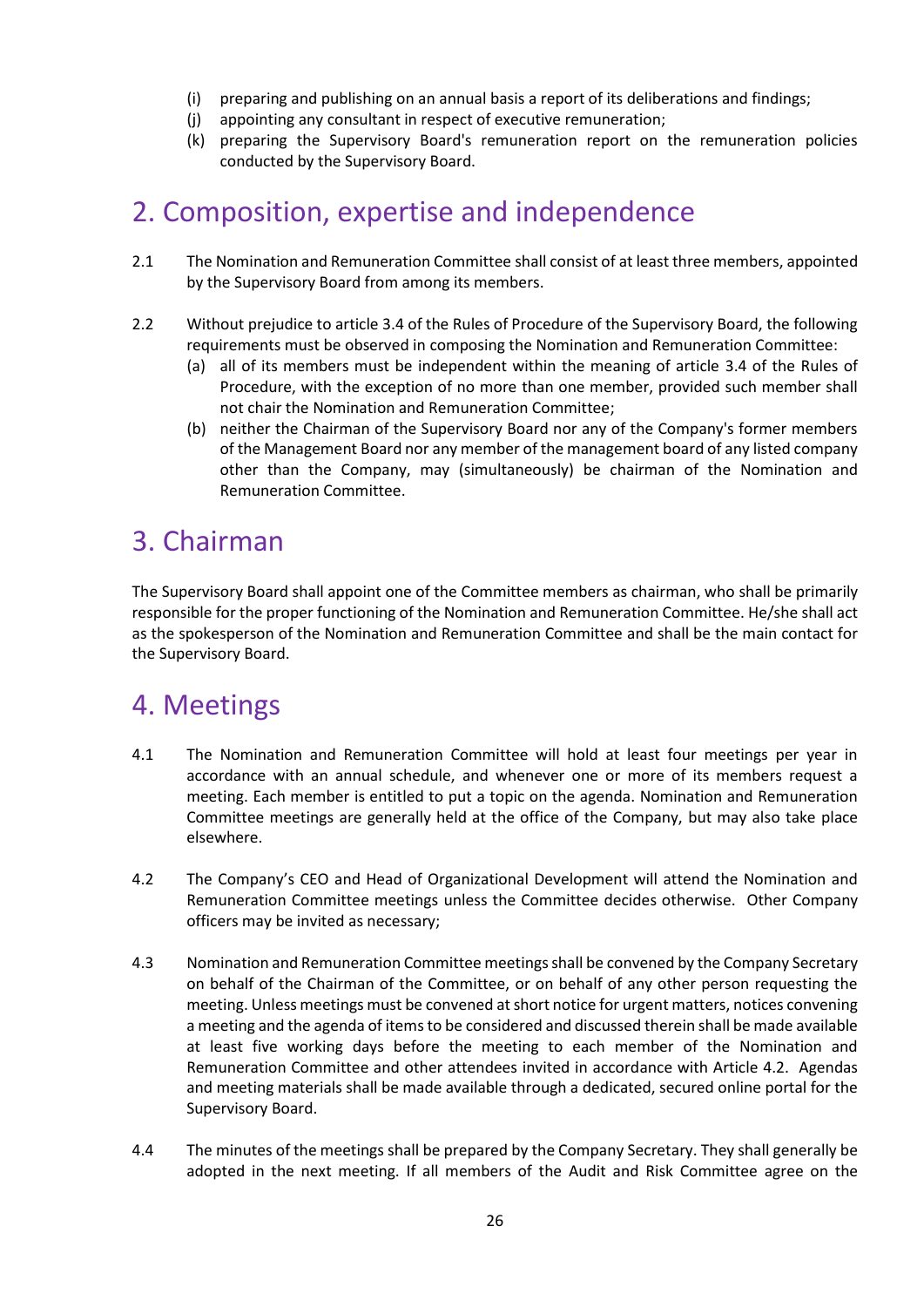(i) preparing and publishing on an annual basis a report of its deliberations and findings;
(j) appointing any consultant in respect of executive remuneration;
(k) preparing the Supervisory Board's remuneration report on the remuneration policies conducted by the Supervisory Board.

## 2. Composition, expertise and independence

2.1 The Nomination and Remuneration Committee shall consist of at least three members, appointed by the Supervisory Board from among its members.

2.2 Without prejudice to article 3.4 of the Rules of Procedure of the Supervisory Board, the following requirements must be observed in composing the Nomination and Remuneration Committee:

(a) all of its members must be independent within the meaning of article 3.4 of the Rules of Procedure, with the exception of no more than one member, provided such member shall not chair the Nomination and Remuneration Committee;

(b) neither the Chairman of the Supervisory Board nor any of the Company's former members of the Management Board nor any member of the management board of any listed company other than the Company, may (simultaneously) be chairman of the Nomination and Remuneration Committee.

## 3. Chairman

The Supervisory Board shall appoint one of the Committee members as chairman, who shall be primarily responsible for the proper functioning of the Nomination and Remuneration Committee. He/she shall act as the spokesperson of the Nomination and Remuneration Committee and shall be the main contact for the Supervisory Board.

## 4. Meetings

4.1 The Nomination and Remuneration Committee will hold at least four meetings per year in accordance with an annual schedule, and whenever one or more of its members request a meeting. Each member is entitled to put a topic on the agenda. Nomination and Remuneration Committee meetings are generally held at the office of the Company, but may also take place elsewhere.

4.2 The Company's CEO and Head of Organizational Development will attend the Nomination and Remuneration Committee meetings unless the Committee decides otherwise. Other Company officers may be invited as necessary;

4.3 Nomination and Remuneration Committee meetings shall be convened by the Company Secretary on behalf of the Chairman of the Committee, or on behalf of any other person requesting the meeting. Unless meetings must be convened at short notice for urgent matters, notices convening a meeting and the agenda of items to be considered and discussed therein shall be made available at least five working days before the meeting to each member of the Nomination and Remuneration Committee and other attendees invited in accordance with Article 4.2. Agendas and meeting materials shall be made available through a dedicated, secured online portal for the Supervisory Board.

4.4 The minutes of the meetings shall be prepared by the Company Secretary. They shall generally be adopted in the next meeting. If all members of the Audit and Risk Committee agree on the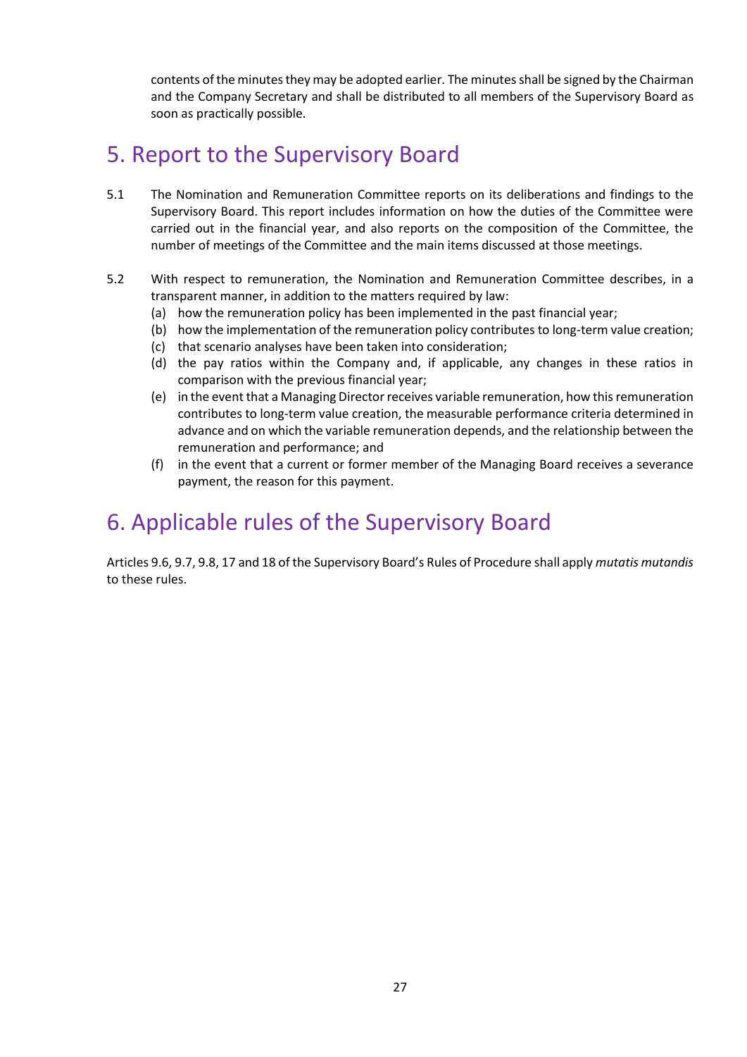contents of the minutes they may be adopted earlier. The minutes shall be signed by the Chairman and the Company Secretary and shall be distributed to all members of the Supervisory Board as soon as practically possible.

## 5. Report to the Supervisory Board

5.1 The Nomination and Remuneration Committee reports on its deliberations and findings to the Supervisory Board. This report includes information on how the duties of the Committee were carried out in the financial year, and also reports on the composition of the Committee, the number of meetings of the Committee and the main items discussed at those meetings.

5.2 With respect to remuneration, the Nomination and Remuneration Committee describes, in a transparent manner, in addition to the matters required by law:

(a) how the remuneration policy has been implemented in the past financial year;

(b) how the implementation of the remuneration policy contributes to long-term value creation;

(c) that scenario analyses have been taken into consideration;

(d) the pay ratios within the Company and, if applicable, any changes in these ratios in comparison with the previous financial year;

(e) in the event that a Managing Director receives variable remuneration, how this remuneration contributes to long-term value creation, the measurable performance criteria determined in advance and on which the variable remuneration depends, and the relationship between the remuneration and performance; and

(f) in the event that a current or former member of the Managing Board receives a severance payment, the reason for this payment.

## 6. Applicable rules of the Supervisory Board

Articles 9.6, 9.7, 9.8, 17 and 18 of the Supervisory Board's Rules of Procedure shall apply *mutatis mutandis* to these rules.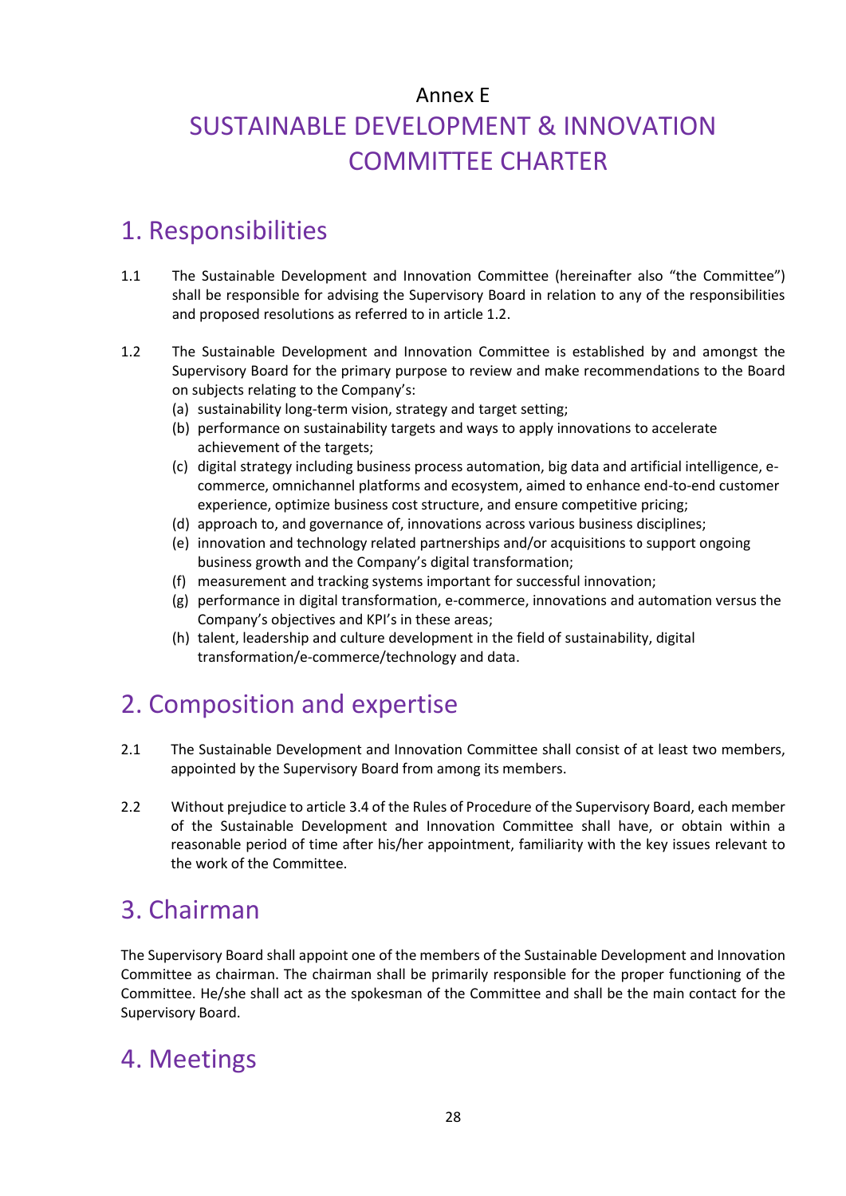Annex E

# SUSTAINABLE DEVELOPMENT & INNOVATION COMMITTEE CHARTER

## 1. Responsibilities

1.1 The Sustainable Development and Innovation Committee (hereinafter also "the Committee") shall be responsible for advising the Supervisory Board in relation to any of the responsibilities and proposed resolutions as referred to in article 1.2.

1.2 The Sustainable Development and Innovation Committee is established by and amongst the Supervisory Board for the primary purpose to review and make recommendations to the Board on subjects relating to the Company's:

(a) sustainability long-term vision, strategy and target setting;
(b) performance on sustainability targets and ways to apply innovations to accelerate achievement of the targets;
(c) digital strategy including business process automation, big data and artificial intelligence, e-commerce, omnichannel platforms and ecosystem, aimed to enhance end-to-end customer experience, optimize business cost structure, and ensure competitive pricing;
(d) approach to, and governance of, innovations across various business disciplines;
(e) innovation and technology related partnerships and/or acquisitions to support ongoing business growth and the Company's digital transformation;
(f) measurement and tracking systems important for successful innovation;
(g) performance in digital transformation, e-commerce, innovations and automation versus the Company's objectives and KPI's in these areas;
(h) talent, leadership and culture development in the field of sustainability, digital transformation/e-commerce/technology and data.

## 2. Composition and expertise

2.1 The Sustainable Development and Innovation Committee shall consist of at least two members, appointed by the Supervisory Board from among its members.

2.2 Without prejudice to article 3.4 of the Rules of Procedure of the Supervisory Board, each member of the Sustainable Development and Innovation Committee shall have, or obtain within a reasonable period of time after his/her appointment, familiarity with the key issues relevant to the work of the Committee.

## 3. Chairman

The Supervisory Board shall appoint one of the members of the Sustainable Development and Innovation Committee as chairman. The chairman shall be primarily responsible for the proper functioning of the Committee. He/she shall act as the spokesman of the Committee and shall be the main contact for the Supervisory Board.

## 4. Meetings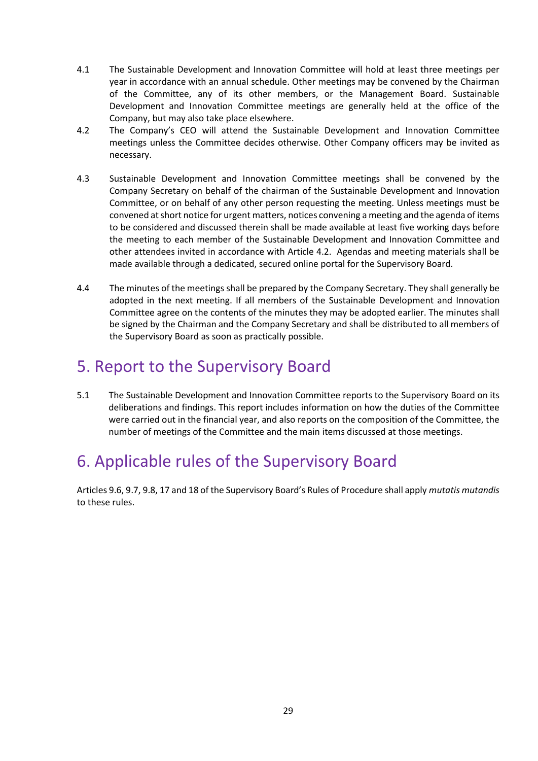4.1 The Sustainable Development and Innovation Committee will hold at least three meetings per year in accordance with an annual schedule. Other meetings may be convened by the Chairman of the Committee, any of its other members, or the Management Board. Sustainable Development and Innovation Committee meetings are generally held at the office of the Company, but may also take place elsewhere.

4.2 The Company's CEO will attend the Sustainable Development and Innovation Committee meetings unless the Committee decides otherwise. Other Company officers may be invited as necessary.

4.3 Sustainable Development and Innovation Committee meetings shall be convened by the Company Secretary on behalf of the chairman of the Sustainable Development and Innovation Committee, or on behalf of any other person requesting the meeting. Unless meetings must be convened at short notice for urgent matters, notices convening a meeting and the agenda of items to be considered and discussed therein shall be made available at least five working days before the meeting to each member of the Sustainable Development and Innovation Committee and other attendees invited in accordance with Article 4.2. Agendas and meeting materials shall be made available through a dedicated, secured online portal for the Supervisory Board.

4.4 The minutes of the meetings shall be prepared by the Company Secretary. They shall generally be adopted in the next meeting. If all members of the Sustainable Development and Innovation Committee agree on the contents of the minutes they may be adopted earlier. The minutes shall be signed by the Chairman and the Company Secretary and shall be distributed to all members of the Supervisory Board as soon as practically possible.

## 5. Report to the Supervisory Board

5.1 The Sustainable Development and Innovation Committee reports to the Supervisory Board on its deliberations and findings. This report includes information on how the duties of the Committee were carried out in the financial year, and also reports on the composition of the Committee, the number of meetings of the Committee and the main items discussed at those meetings.

## 6. Applicable rules of the Supervisory Board

Articles 9.6, 9.7, 9.8, 17 and 18 of the Supervisory Board's Rules of Procedure shall apply *mutatis mutandis* to these rules.